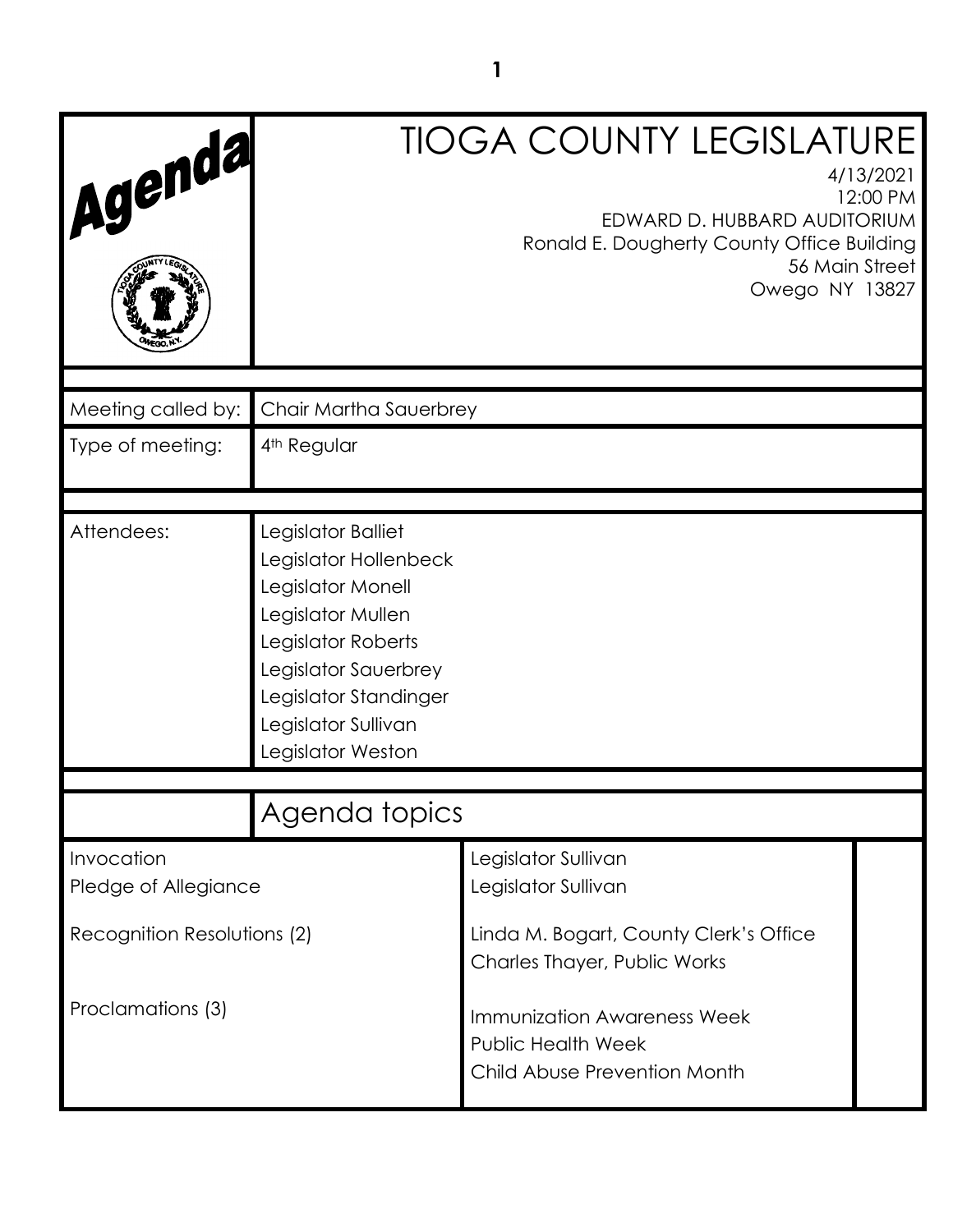# TIOGA COUNTY LEGISLATURE

4/13/2021
12:00 PM
EDWARD D. HUBBARD AUDITORIUM
Ronald E. Dougherty County Office Building
56 Main Street
Owego NY 13827

| | |
|---|---|
| Meeting called by: | Chair Martha Sauerbrey |
| Type of meeting: | 4th Regular |

| | |
|---|---|
| Attendees: | Legislator Balliet<br>Legislator Hollenbeck<br>Legislator Monell<br>Legislator Mullen<br>Legislator Roberts<br>Legislator Sauerbrey<br>Legislator Standinger<br>Legislator Sullivan<br>Legislator Weston |

## Agenda topics

| | | |
|---|---|---|
| Invocation | Legislator Sullivan | |
| Pledge of Allegiance | Legislator Sullivan | |
| Recognition Resolutions (2) | Linda M. Bogart, County Clerk's Office<br>Charles Thayer, Public Works | |
| Proclamations (3) | Immunization Awareness Week<br>Public Health Week<br>Child Abuse Prevention Month | |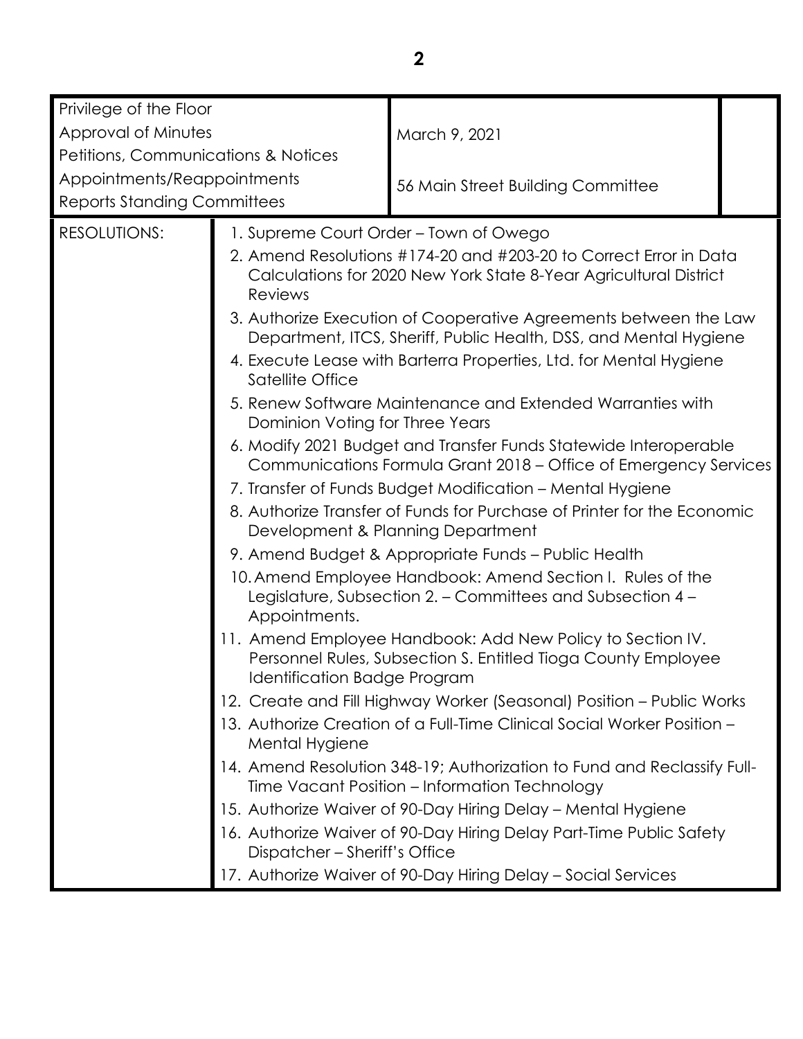| | | |
|---|---|---|
| Privilege of the Floor<br>Approval of Minutes<br>Petitions, Communications & Notices<br>Appointments/Reappointments<br>Reports Standing Committees | March 9, 2021<br><br>56 Main Street Building Committee | |

| | |
|---|---|
| RESOLUTIONS: | 1. Supreme Court Order – Town of Owego<br>2. Amend Resolutions #174-20 and #203-20 to Correct Error in Data Calculations for 2020 New York State 8-Year Agricultural District Reviews<br>3. Authorize Execution of Cooperative Agreements between the Law Department, ITCS, Sheriff, Public Health, DSS, and Mental Hygiene<br>4. Execute Lease with Barterra Properties, Ltd. for Mental Hygiene Satellite Office<br>5. Renew Software Maintenance and Extended Warranties with Dominion Voting for Three Years<br>6. Modify 2021 Budget and Transfer Funds Statewide Interoperable Communications Formula Grant 2018 – Office of Emergency Services<br>7. Transfer of Funds Budget Modification – Mental Hygiene<br>8. Authorize Transfer of Funds for Purchase of Printer for the Economic Development & Planning Department<br>9. Amend Budget & Appropriate Funds – Public Health<br>10. Amend Employee Handbook: Amend Section I. Rules of the Legislature, Subsection 2. – Committees and Subsection 4 – Appointments.<br>11. Amend Employee Handbook: Add New Policy to Section IV. Personnel Rules, Subsection S. Entitled Tioga County Employee Identification Badge Program<br>12. Create and Fill Highway Worker (Seasonal) Position – Public Works<br>13. Authorize Creation of a Full-Time Clinical Social Worker Position – Mental Hygiene<br>14. Amend Resolution 348-19; Authorization to Fund and Reclassify Full-Time Vacant Position – Information Technology<br>15. Authorize Waiver of 90-Day Hiring Delay – Mental Hygiene<br>16. Authorize Waiver of 90-Day Hiring Delay Part-Time Public Safety Dispatcher – Sheriff's Office<br>17. Authorize Waiver of 90-Day Hiring Delay – Social Services |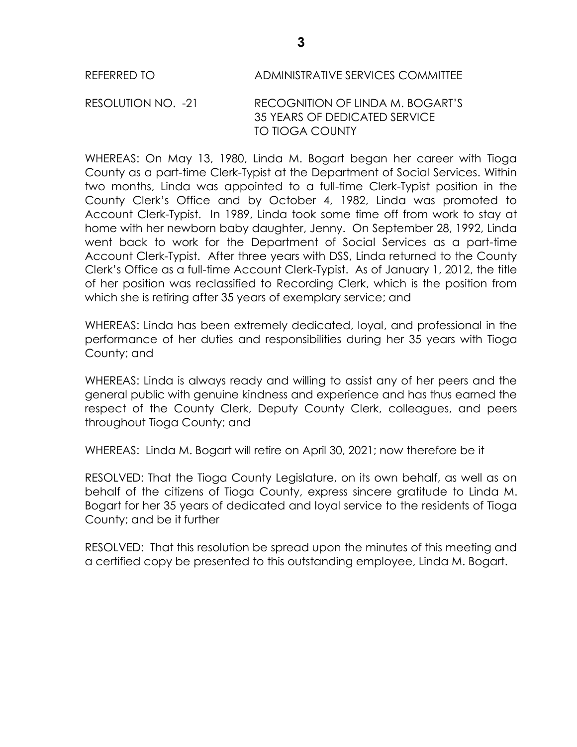REFERRED TO ADMINISTRATIVE SERVICES COMMITTEE

RESOLUTION NO. -21 RECOGNITION OF LINDA M. BOGART'S 35 YEARS OF DEDICATED SERVICE TO TIOGA COUNTY

WHEREAS: On May 13, 1980, Linda M. Bogart began her career with Tioga County as a part-time Clerk-Typist at the Department of Social Services. Within two months, Linda was appointed to a full-time Clerk-Typist position in the County Clerk's Office and by October 4, 1982, Linda was promoted to Account Clerk-Typist. In 1989, Linda took some time off from work to stay at home with her newborn baby daughter, Jenny. On September 28, 1992, Linda went back to work for the Department of Social Services as a part-time Account Clerk-Typist. After three years with DSS, Linda returned to the County Clerk's Office as a full-time Account Clerk-Typist. As of January 1, 2012, the title of her position was reclassified to Recording Clerk, which is the position from which she is retiring after 35 years of exemplary service; and

WHEREAS: Linda has been extremely dedicated, loyal, and professional in the performance of her duties and responsibilities during her 35 years with Tioga County; and

WHEREAS: Linda is always ready and willing to assist any of her peers and the general public with genuine kindness and experience and has thus earned the respect of the County Clerk, Deputy County Clerk, colleagues, and peers throughout Tioga County; and

WHEREAS: Linda M. Bogart will retire on April 30, 2021; now therefore be it

RESOLVED: That the Tioga County Legislature, on its own behalf, as well as on behalf of the citizens of Tioga County, express sincere gratitude to Linda M. Bogart for her 35 years of dedicated and loyal service to the residents of Tioga County; and be it further

RESOLVED: That this resolution be spread upon the minutes of this meeting and a certified copy be presented to this outstanding employee, Linda M. Bogart.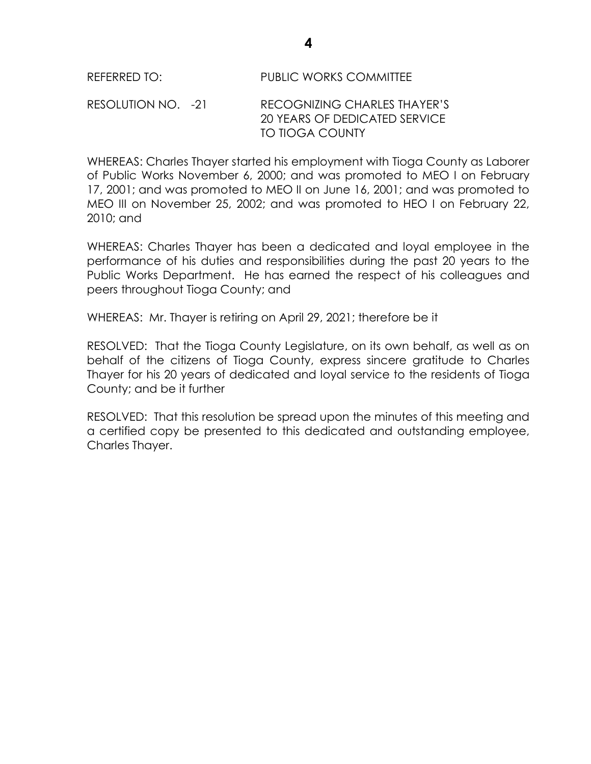REFERRED TO: PUBLIC WORKS COMMITTEE

RESOLUTION NO. -21 RECOGNIZING CHARLES THAYER'S 20 YEARS OF DEDICATED SERVICE TO TIOGA COUNTY

WHEREAS: Charles Thayer started his employment with Tioga County as Laborer of Public Works November 6, 2000; and was promoted to MEO I on February 17, 2001; and was promoted to MEO II on June 16, 2001; and was promoted to MEO III on November 25, 2002; and was promoted to HEO I on February 22, 2010; and

WHEREAS: Charles Thayer has been a dedicated and loyal employee in the performance of his duties and responsibilities during the past 20 years to the Public Works Department. He has earned the respect of his colleagues and peers throughout Tioga County; and

WHEREAS: Mr. Thayer is retiring on April 29, 2021; therefore be it

RESOLVED: That the Tioga County Legislature, on its own behalf, as well as on behalf of the citizens of Tioga County, express sincere gratitude to Charles Thayer for his 20 years of dedicated and loyal service to the residents of Tioga County; and be it further

RESOLVED: That this resolution be spread upon the minutes of this meeting and a certified copy be presented to this dedicated and outstanding employee, Charles Thayer.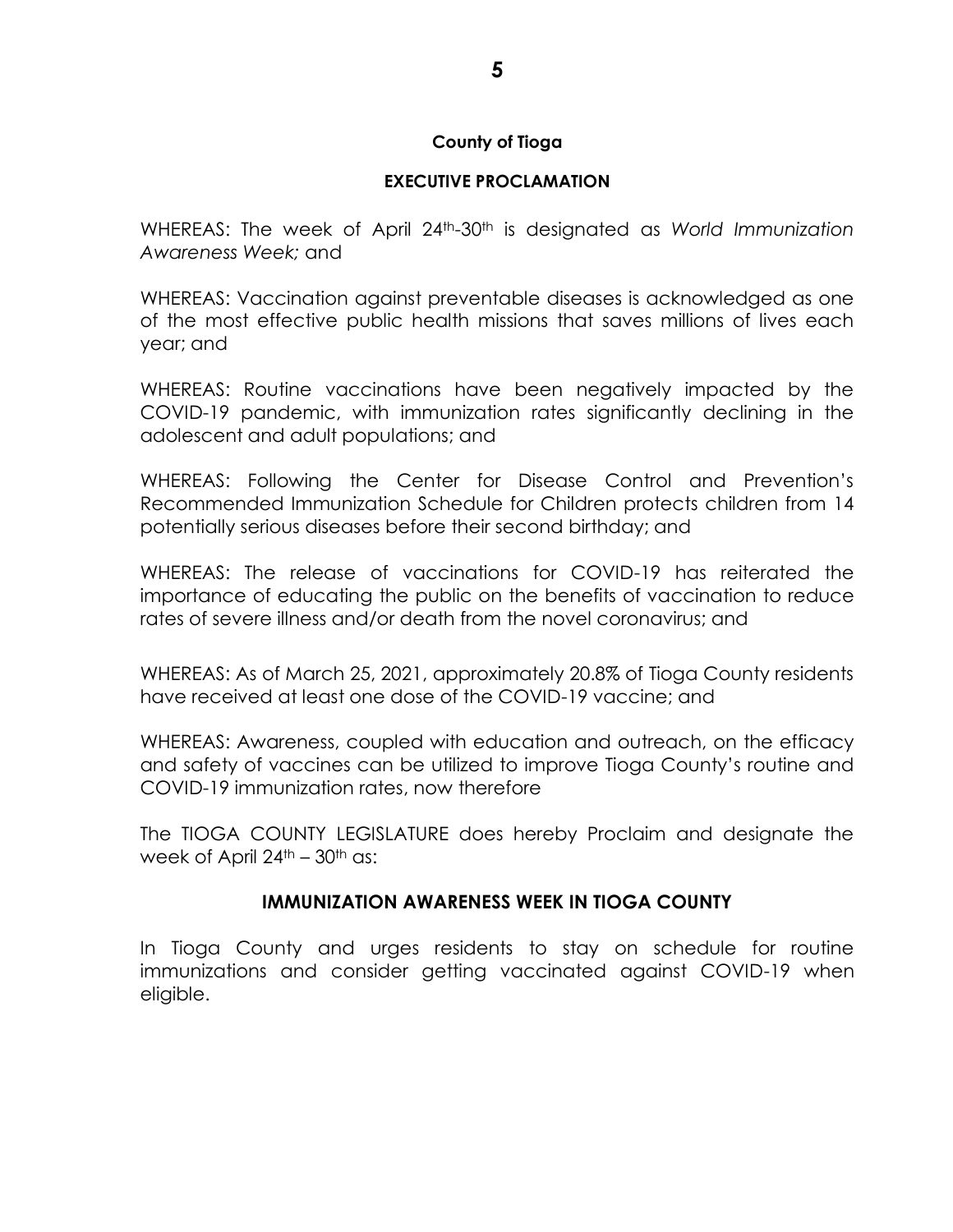**County of Tioga**

**EXECUTIVE PROCLAMATION**

WHEREAS: The week of April 24th-30th is designated as *World Immunization Awareness Week;* and

WHEREAS: Vaccination against preventable diseases is acknowledged as one of the most effective public health missions that saves millions of lives each year; and

WHEREAS: Routine vaccinations have been negatively impacted by the COVID-19 pandemic, with immunization rates significantly declining in the adolescent and adult populations; and

WHEREAS: Following the Center for Disease Control and Prevention's Recommended Immunization Schedule for Children protects children from 14 potentially serious diseases before their second birthday; and

WHEREAS: The release of vaccinations for COVID-19 has reiterated the importance of educating the public on the benefits of vaccination to reduce rates of severe illness and/or death from the novel coronavirus; and

WHEREAS: As of March 25, 2021, approximately 20.8% of Tioga County residents have received at least one dose of the COVID-19 vaccine; and

WHEREAS: Awareness, coupled with education and outreach, on the efficacy and safety of vaccines can be utilized to improve Tioga County's routine and COVID-19 immunization rates, now therefore

The TIOGA COUNTY LEGISLATURE does hereby Proclaim and designate the week of April 24th – 30th as:

**IMMUNIZATION AWARENESS WEEK IN TIOGA COUNTY**

In Tioga County and urges residents to stay on schedule for routine immunizations and consider getting vaccinated against COVID-19 when eligible.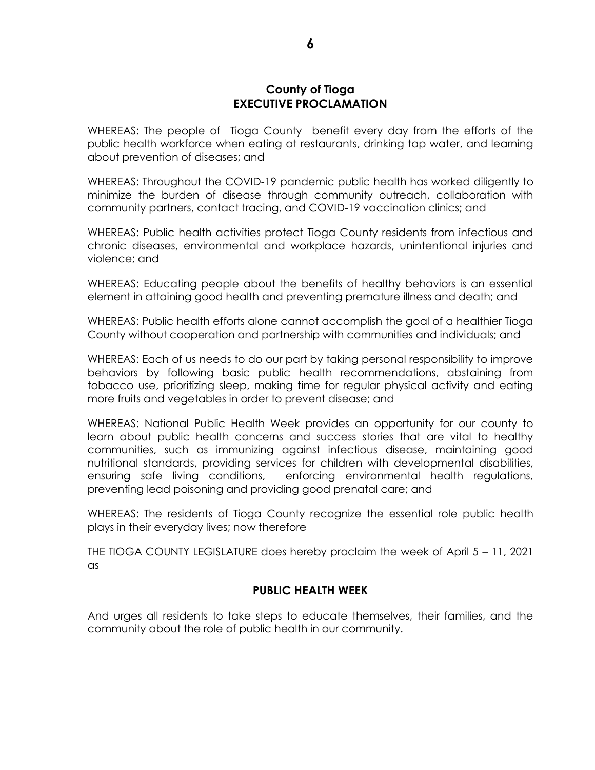# County of Tioga
# EXECUTIVE PROCLAMATION

WHEREAS: The people of Tioga County benefit every day from the efforts of the public health workforce when eating at restaurants, drinking tap water, and learning about prevention of diseases; and

WHEREAS: Throughout the COVID-19 pandemic public health has worked diligently to minimize the burden of disease through community outreach, collaboration with community partners, contact tracing, and COVID-19 vaccination clinics; and

WHEREAS: Public health activities protect Tioga County residents from infectious and chronic diseases, environmental and workplace hazards, unintentional injuries and violence; and

WHEREAS: Educating people about the benefits of healthy behaviors is an essential element in attaining good health and preventing premature illness and death; and

WHEREAS: Public health efforts alone cannot accomplish the goal of a healthier Tioga County without cooperation and partnership with communities and individuals; and

WHEREAS: Each of us needs to do our part by taking personal responsibility to improve behaviors by following basic public health recommendations, abstaining from tobacco use, prioritizing sleep, making time for regular physical activity and eating more fruits and vegetables in order to prevent disease; and

WHEREAS: National Public Health Week provides an opportunity for our county to learn about public health concerns and success stories that are vital to healthy communities, such as immunizing against infectious disease, maintaining good nutritional standards, providing services for children with developmental disabilities, ensuring safe living conditions, enforcing environmental health regulations, preventing lead poisoning and providing good prenatal care; and

WHEREAS: The residents of Tioga County recognize the essential role public health plays in their everyday lives; now therefore

THE TIOGA COUNTY LEGISLATURE does hereby proclaim the week of April 5 – 11, 2021 as

**PUBLIC HEALTH WEEK**

And urges all residents to take steps to educate themselves, their families, and the community about the role of public health in our community.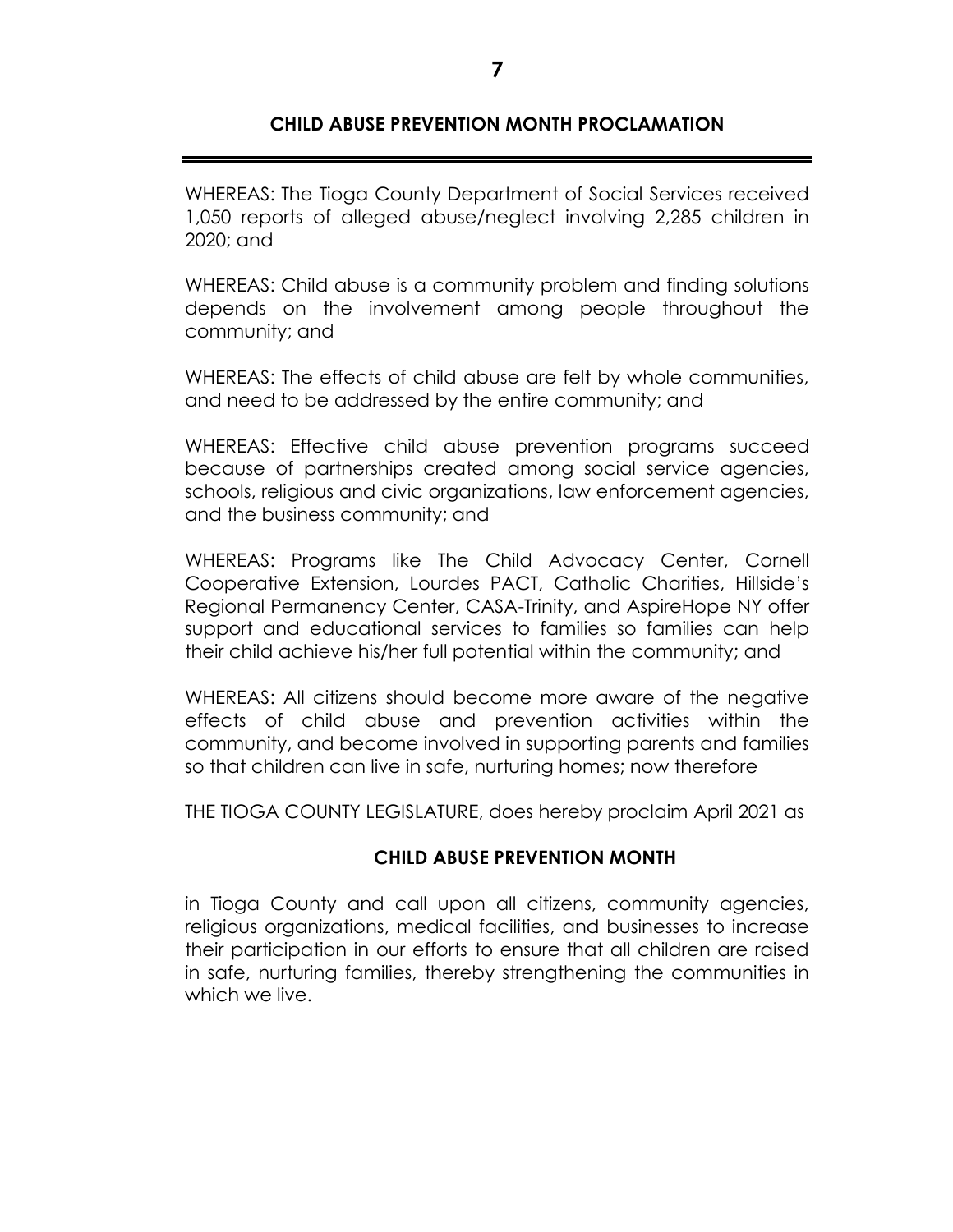## CHILD ABUSE PREVENTION MONTH PROCLAMATION

WHEREAS: The Tioga County Department of Social Services received 1,050 reports of alleged abuse/neglect involving 2,285 children in 2020; and

WHEREAS: Child abuse is a community problem and finding solutions depends on the involvement among people throughout the community; and

WHEREAS: The effects of child abuse are felt by whole communities, and need to be addressed by the entire community; and

WHEREAS: Effective child abuse prevention programs succeed because of partnerships created among social service agencies, schools, religious and civic organizations, law enforcement agencies, and the business community; and

WHEREAS: Programs like The Child Advocacy Center, Cornell Cooperative Extension, Lourdes PACT, Catholic Charities, Hillside's Regional Permanency Center, CASA-Trinity, and AspireHope NY offer support and educational services to families so families can help their child achieve his/her full potential within the community; and

WHEREAS: All citizens should become more aware of the negative effects of child abuse and prevention activities within the community, and become involved in supporting parents and families so that children can live in safe, nurturing homes; now therefore

THE TIOGA COUNTY LEGISLATURE, does hereby proclaim April 2021 as

**CHILD ABUSE PREVENTION MONTH**

in Tioga County and call upon all citizens, community agencies, religious organizations, medical facilities, and businesses to increase their participation in our efforts to ensure that all children are raised in safe, nurturing families, thereby strengthening the communities in which we live.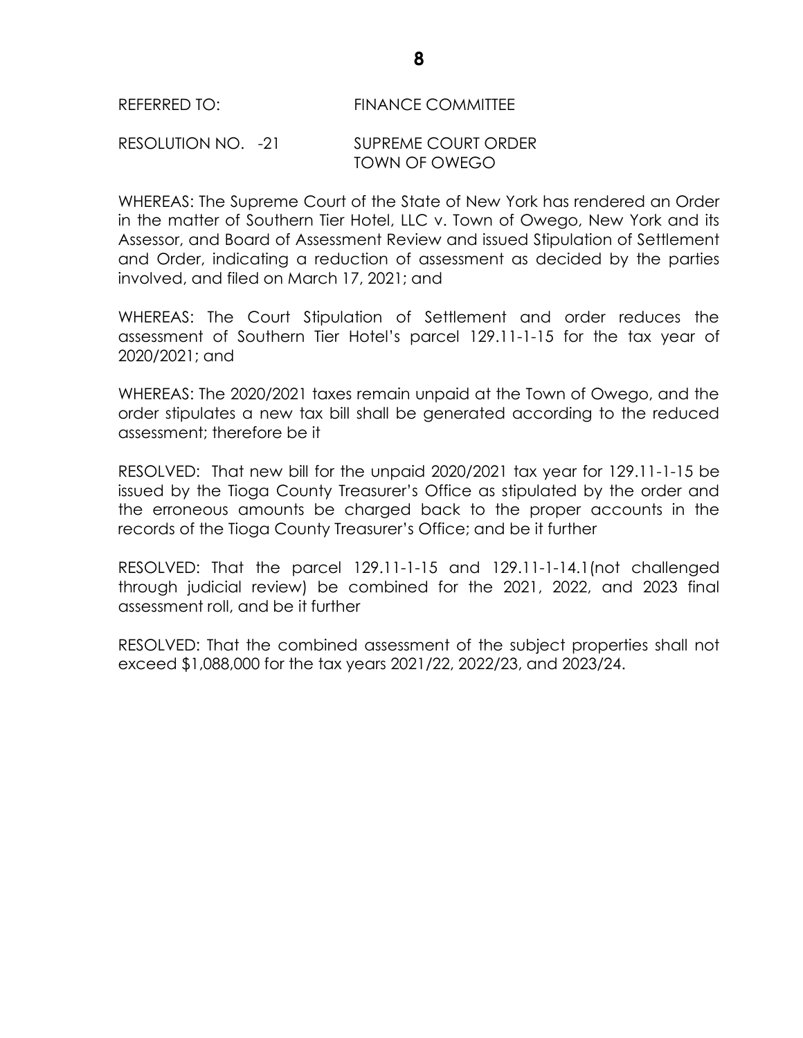REFERRED TO: FINANCE COMMITTEE

RESOLUTION NO. -21 SUPREME COURT ORDER
TOWN OF OWEGO

WHEREAS: The Supreme Court of the State of New York has rendered an Order in the matter of Southern Tier Hotel, LLC v. Town of Owego, New York and its Assessor, and Board of Assessment Review and issued Stipulation of Settlement and Order, indicating a reduction of assessment as decided by the parties involved, and filed on March 17, 2021; and

WHEREAS: The Court Stipulation of Settlement and order reduces the assessment of Southern Tier Hotel's parcel 129.11-1-15 for the tax year of 2020/2021; and

WHEREAS: The 2020/2021 taxes remain unpaid at the Town of Owego, and the order stipulates a new tax bill shall be generated according to the reduced assessment; therefore be it

RESOLVED: That new bill for the unpaid 2020/2021 tax year for 129.11-1-15 be issued by the Tioga County Treasurer's Office as stipulated by the order and the erroneous amounts be charged back to the proper accounts in the records of the Tioga County Treasurer's Office; and be it further

RESOLVED: That the parcel 129.11-1-15 and 129.11-1-14.1(not challenged through judicial review) be combined for the 2021, 2022, and 2023 final assessment roll, and be it further

RESOLVED: That the combined assessment of the subject properties shall not exceed $1,088,000 for the tax years 2021/22, 2022/23, and 2023/24.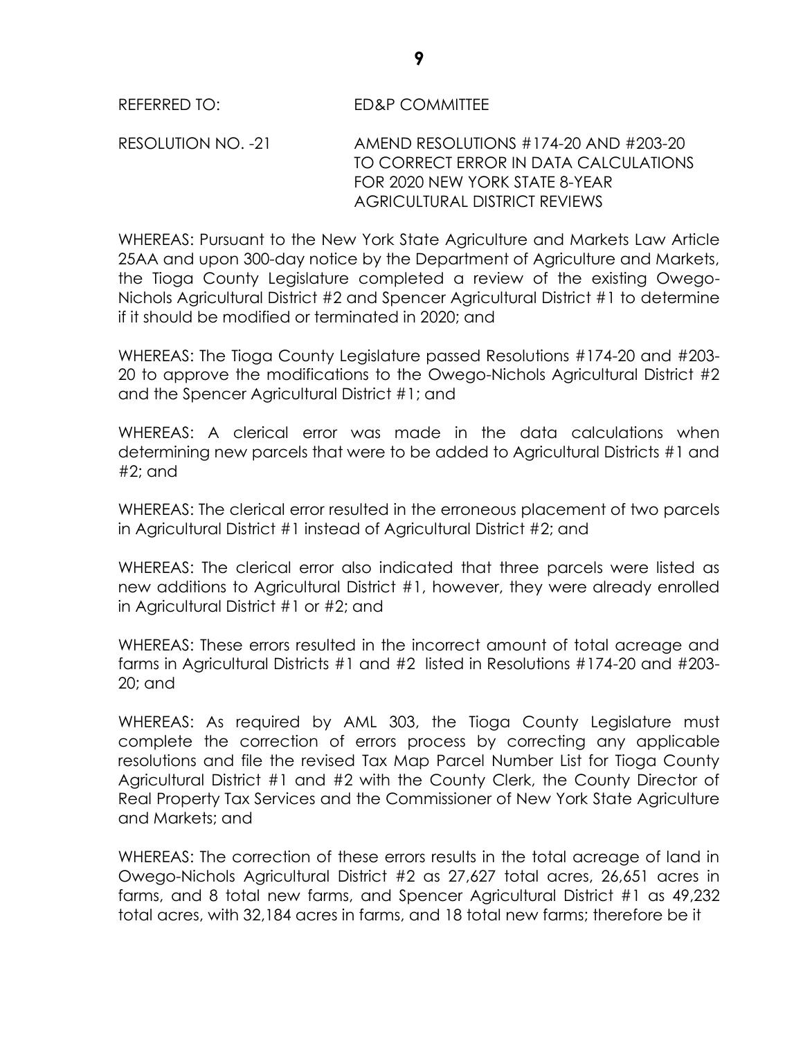REFERRED TO: ED&P COMMITTEE

RESOLUTION NO. -21 AMEND RESOLUTIONS #174-20 AND #203-20 TO CORRECT ERROR IN DATA CALCULATIONS FOR 2020 NEW YORK STATE 8-YEAR AGRICULTURAL DISTRICT REVIEWS

WHEREAS: Pursuant to the New York State Agriculture and Markets Law Article 25AA and upon 300-day notice by the Department of Agriculture and Markets, the Tioga County Legislature completed a review of the existing Owego-Nichols Agricultural District #2 and Spencer Agricultural District #1 to determine if it should be modified or terminated in 2020; and

WHEREAS: The Tioga County Legislature passed Resolutions #174-20 and #203-20 to approve the modifications to the Owego-Nichols Agricultural District #2 and the Spencer Agricultural District #1; and

WHEREAS: A clerical error was made in the data calculations when determining new parcels that were to be added to Agricultural Districts #1 and #2; and

WHEREAS: The clerical error resulted in the erroneous placement of two parcels in Agricultural District #1 instead of Agricultural District #2; and

WHEREAS: The clerical error also indicated that three parcels were listed as new additions to Agricultural District #1, however, they were already enrolled in Agricultural District #1 or #2; and

WHEREAS: These errors resulted in the incorrect amount of total acreage and farms in Agricultural Districts #1 and #2 listed in Resolutions #174-20 and #203-20; and

WHEREAS: As required by AML 303, the Tioga County Legislature must complete the correction of errors process by correcting any applicable resolutions and file the revised Tax Map Parcel Number List for Tioga County Agricultural District #1 and #2 with the County Clerk, the County Director of Real Property Tax Services and the Commissioner of New York State Agriculture and Markets; and

WHEREAS: The correction of these errors results in the total acreage of land in Owego-Nichols Agricultural District #2 as 27,627 total acres, 26,651 acres in farms, and 8 total new farms, and Spencer Agricultural District #1 as 49,232 total acres, with 32,184 acres in farms, and 18 total new farms; therefore be it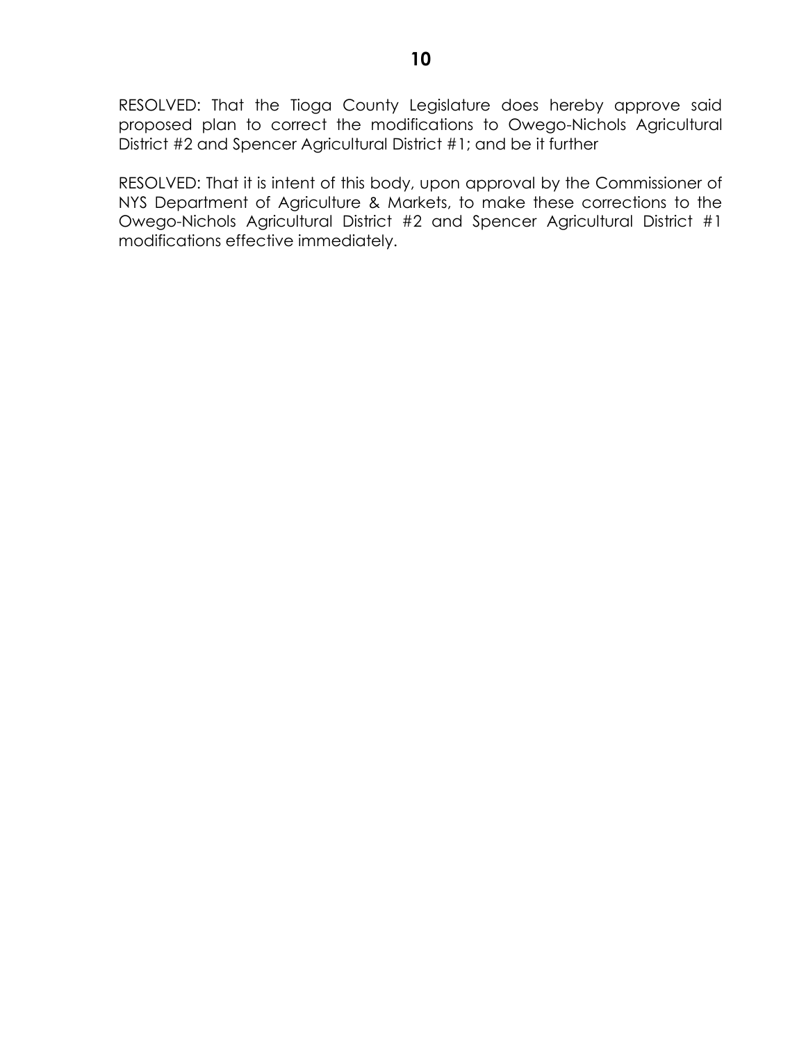RESOLVED: That the Tioga County Legislature does hereby approve said proposed plan to correct the modifications to Owego-Nichols Agricultural District #2 and Spencer Agricultural District #1; and be it further

RESOLVED: That it is intent of this body, upon approval by the Commissioner of NYS Department of Agriculture & Markets, to make these corrections to the Owego-Nichols Agricultural District #2 and Spencer Agricultural District #1 modifications effective immediately.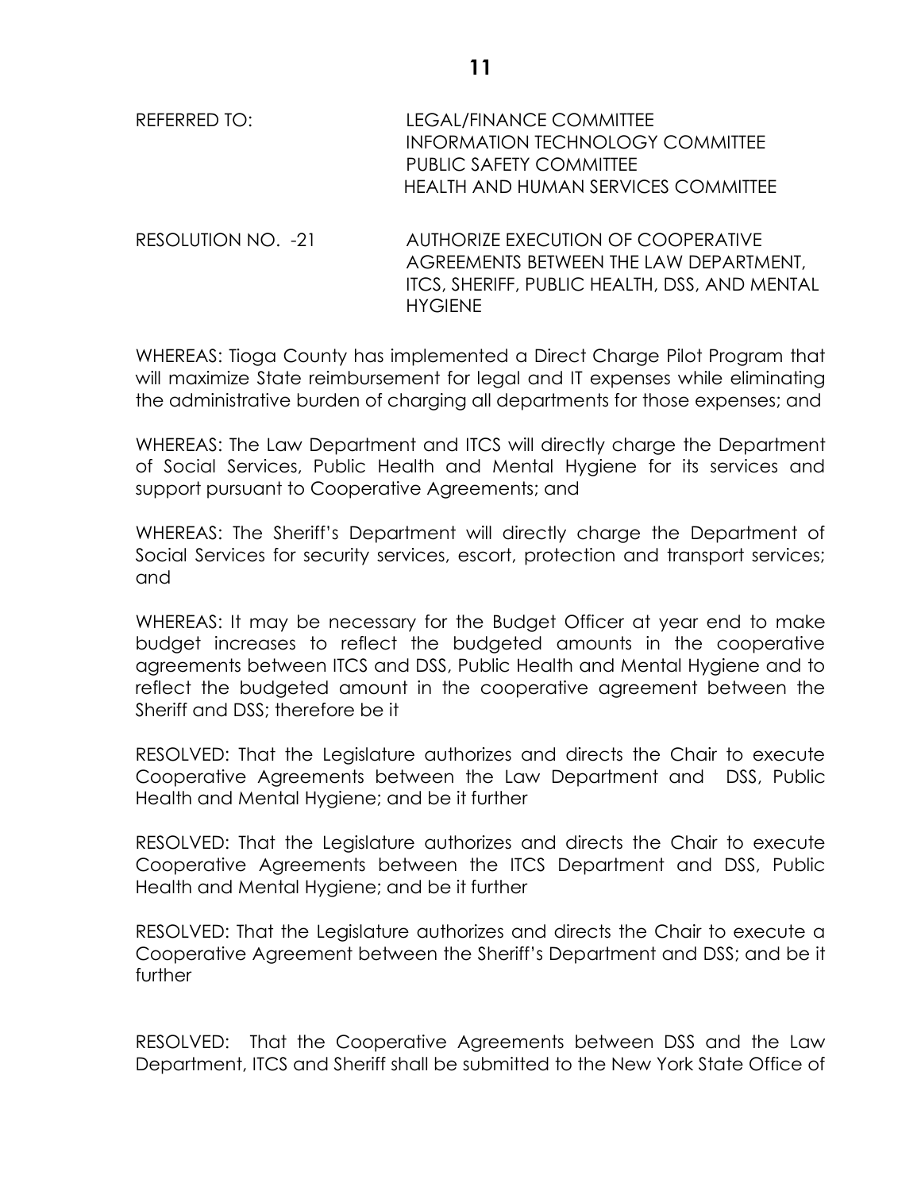REFERRED TO: LEGAL/FINANCE COMMITTEE
INFORMATION TECHNOLOGY COMMITTEE
PUBLIC SAFETY COMMITTEE
HEALTH AND HUMAN SERVICES COMMITTEE

RESOLUTION NO. -21 AUTHORIZE EXECUTION OF COOPERATIVE AGREEMENTS BETWEEN THE LAW DEPARTMENT, ITCS, SHERIFF, PUBLIC HEALTH, DSS, AND MENTAL HYGIENE

WHEREAS: Tioga County has implemented a Direct Charge Pilot Program that will maximize State reimbursement for legal and IT expenses while eliminating the administrative burden of charging all departments for those expenses; and

WHEREAS: The Law Department and ITCS will directly charge the Department of Social Services, Public Health and Mental Hygiene for its services and support pursuant to Cooperative Agreements; and

WHEREAS: The Sheriff's Department will directly charge the Department of Social Services for security services, escort, protection and transport services; and

WHEREAS: It may be necessary for the Budget Officer at year end to make budget increases to reflect the budgeted amounts in the cooperative agreements between ITCS and DSS, Public Health and Mental Hygiene and to reflect the budgeted amount in the cooperative agreement between the Sheriff and DSS; therefore be it

RESOLVED: That the Legislature authorizes and directs the Chair to execute Cooperative Agreements between the Law Department and DSS, Public Health and Mental Hygiene; and be it further

RESOLVED: That the Legislature authorizes and directs the Chair to execute Cooperative Agreements between the ITCS Department and DSS, Public Health and Mental Hygiene; and be it further

RESOLVED: That the Legislature authorizes and directs the Chair to execute a Cooperative Agreement between the Sheriff's Department and DSS; and be it further

RESOLVED: That the Cooperative Agreements between DSS and the Law Department, ITCS and Sheriff shall be submitted to the New York State Office of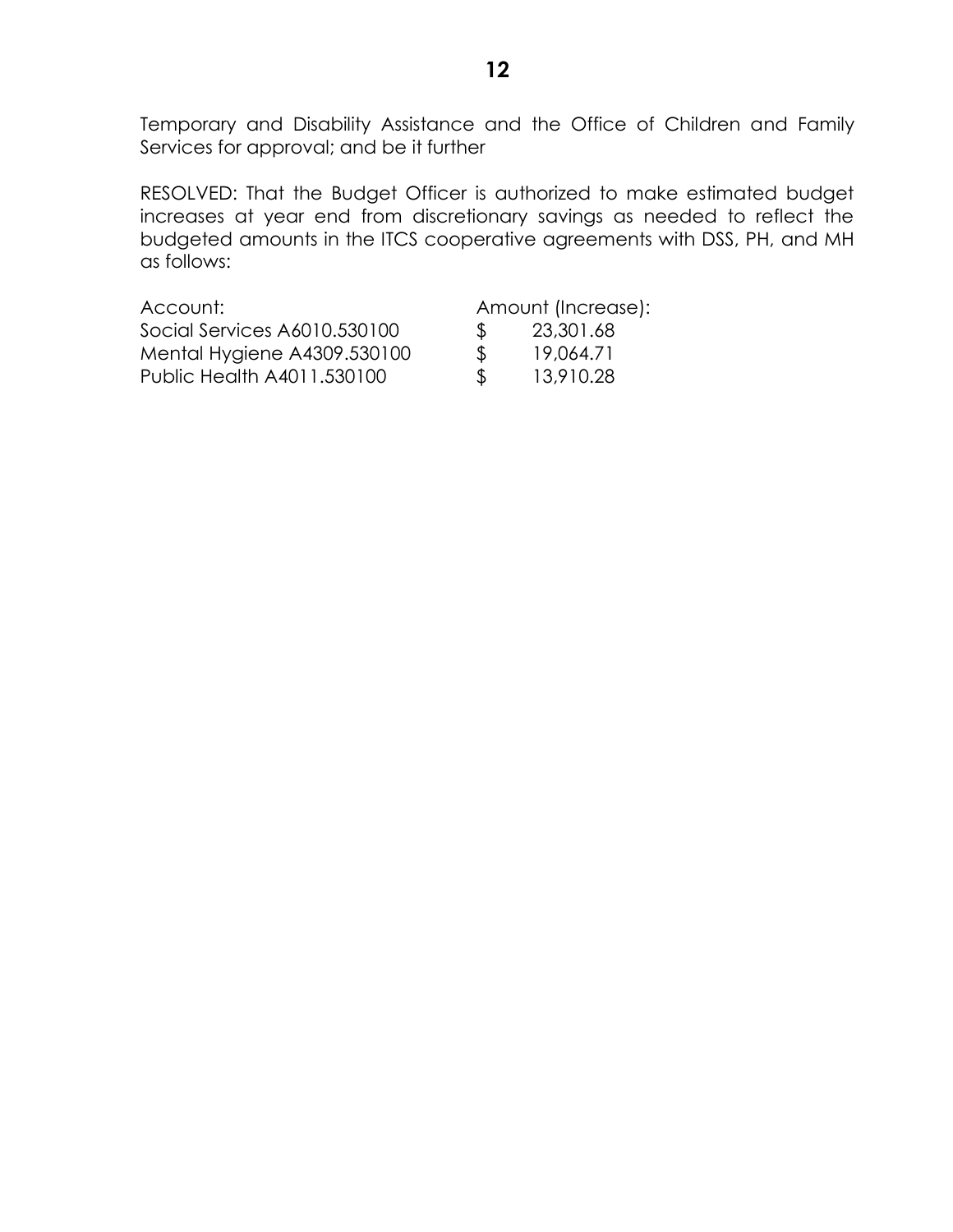Temporary and Disability Assistance and the Office of Children and Family Services for approval; and be it further

RESOLVED: That the Budget Officer is authorized to make estimated budget increases at year end from discretionary savings as needed to reflect the budgeted amounts in the ITCS cooperative agreements with DSS, PH, and MH as follows:

| Account: | Amount (Increase): |
|---|---|
| Social Services A6010.530100 | $ 23,301.68 |
| Mental Hygiene A4309.530100 | $ 19,064.71 |
| Public Health A4011.530100 | $ 13,910.28 |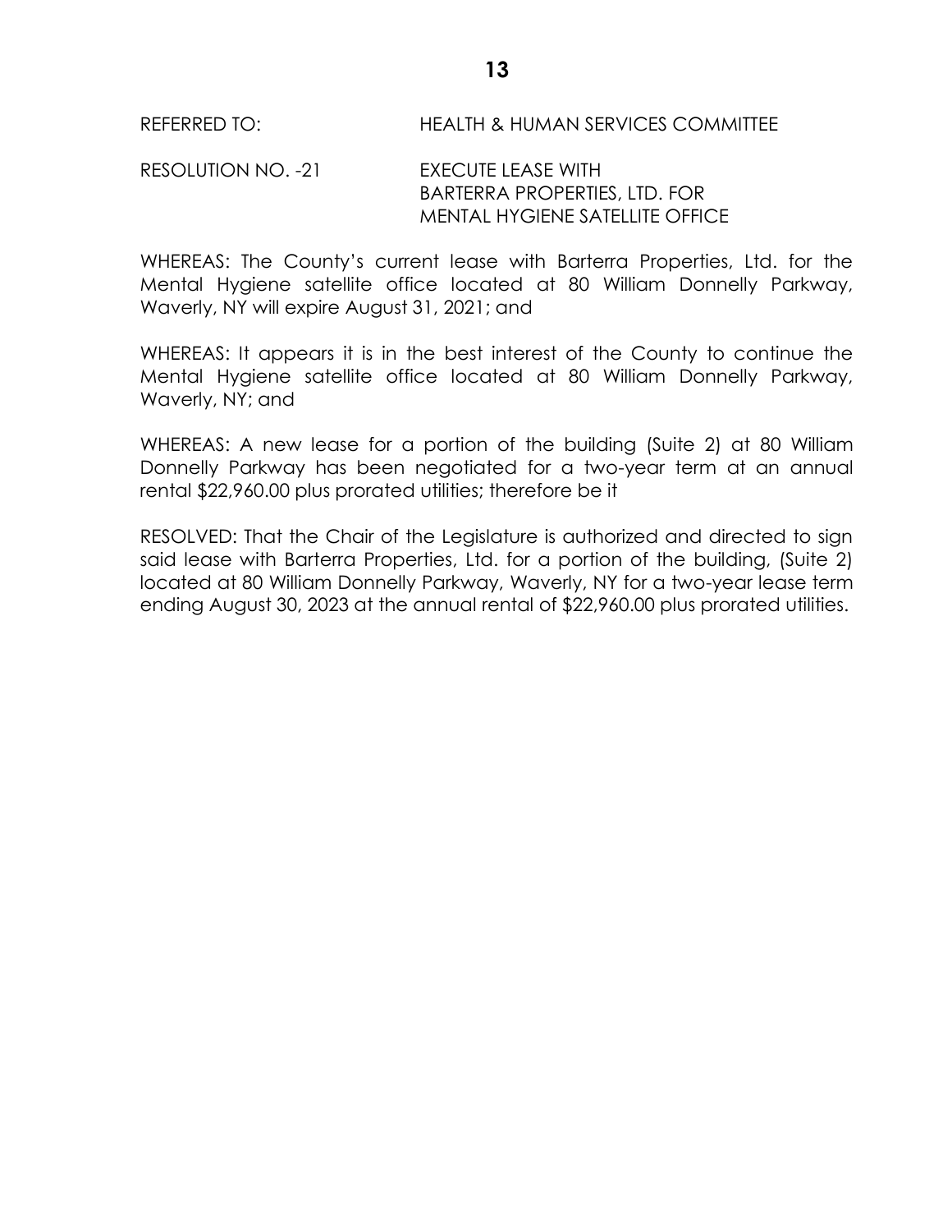REFERRED TO: HEALTH & HUMAN SERVICES COMMITTEE

RESOLUTION NO. -21 EXECUTE LEASE WITH BARTERRA PROPERTIES, LTD. FOR MENTAL HYGIENE SATELLITE OFFICE

WHEREAS: The County's current lease with Barterra Properties, Ltd. for the Mental Hygiene satellite office located at 80 William Donnelly Parkway, Waverly, NY will expire August 31, 2021; and

WHEREAS: It appears it is in the best interest of the County to continue the Mental Hygiene satellite office located at 80 William Donnelly Parkway, Waverly, NY; and

WHEREAS: A new lease for a portion of the building (Suite 2) at 80 William Donnelly Parkway has been negotiated for a two-year term at an annual rental $22,960.00 plus prorated utilities; therefore be it

RESOLVED: That the Chair of the Legislature is authorized and directed to sign said lease with Barterra Properties, Ltd. for a portion of the building, (Suite 2) located at 80 William Donnelly Parkway, Waverly, NY for a two-year lease term ending August 30, 2023 at the annual rental of $22,960.00 plus prorated utilities.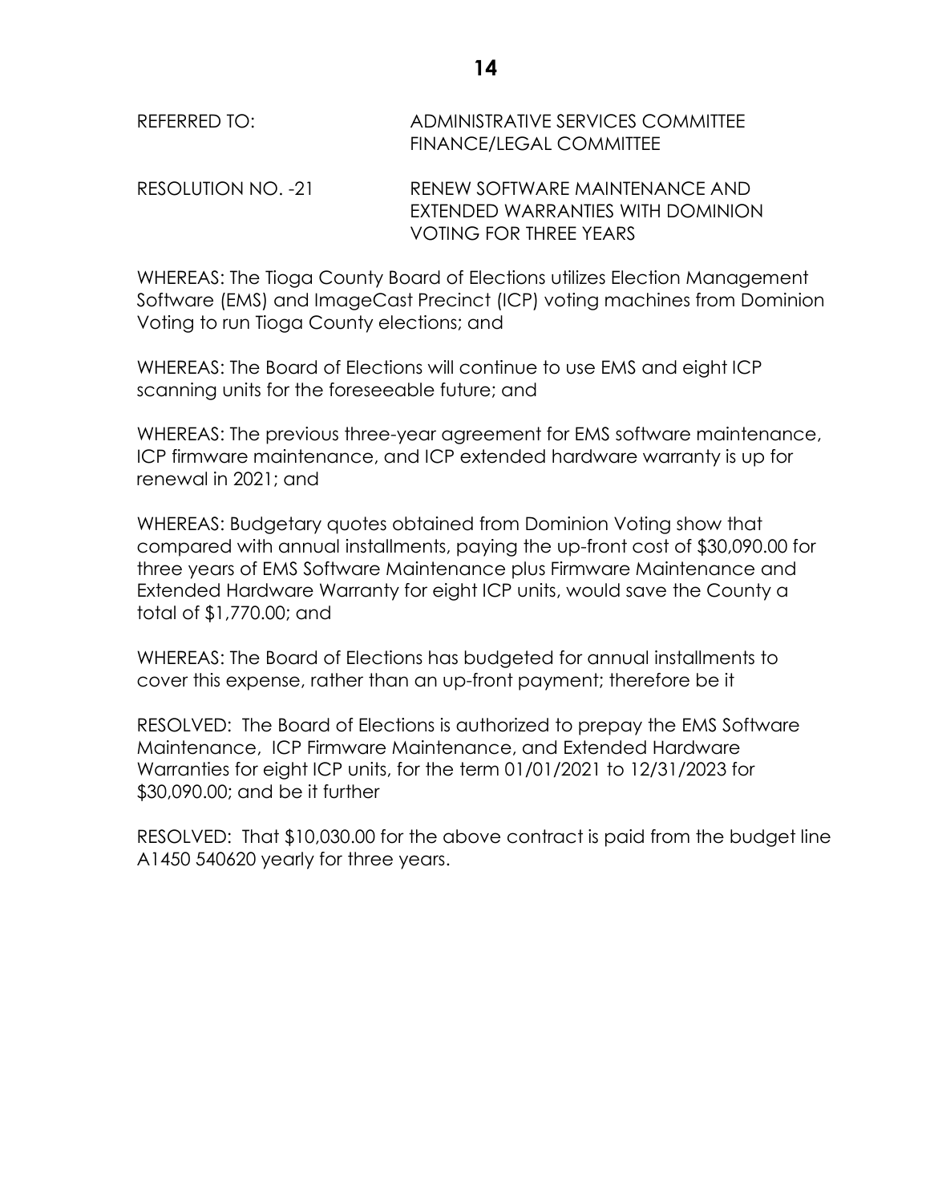REFERRED TO: ADMINISTRATIVE SERVICES COMMITTEE
FINANCE/LEGAL COMMITTEE

RESOLUTION NO. -21 RENEW SOFTWARE MAINTENANCE AND EXTENDED WARRANTIES WITH DOMINION VOTING FOR THREE YEARS

WHEREAS: The Tioga County Board of Elections utilizes Election Management Software (EMS) and ImageCast Precinct (ICP) voting machines from Dominion Voting to run Tioga County elections; and

WHEREAS: The Board of Elections will continue to use EMS and eight ICP scanning units for the foreseeable future; and

WHEREAS: The previous three-year agreement for EMS software maintenance, ICP firmware maintenance, and ICP extended hardware warranty is up for renewal in 2021; and

WHEREAS: Budgetary quotes obtained from Dominion Voting show that compared with annual installments, paying the up-front cost of $30,090.00 for three years of EMS Software Maintenance plus Firmware Maintenance and Extended Hardware Warranty for eight ICP units, would save the County a total of $1,770.00; and

WHEREAS: The Board of Elections has budgeted for annual installments to cover this expense, rather than an up-front payment; therefore be it

RESOLVED: The Board of Elections is authorized to prepay the EMS Software Maintenance, ICP Firmware Maintenance, and Extended Hardware Warranties for eight ICP units, for the term 01/01/2021 to 12/31/2023 for $30,090.00; and be it further

RESOLVED: That $10,030.00 for the above contract is paid from the budget line A1450 540620 yearly for three years.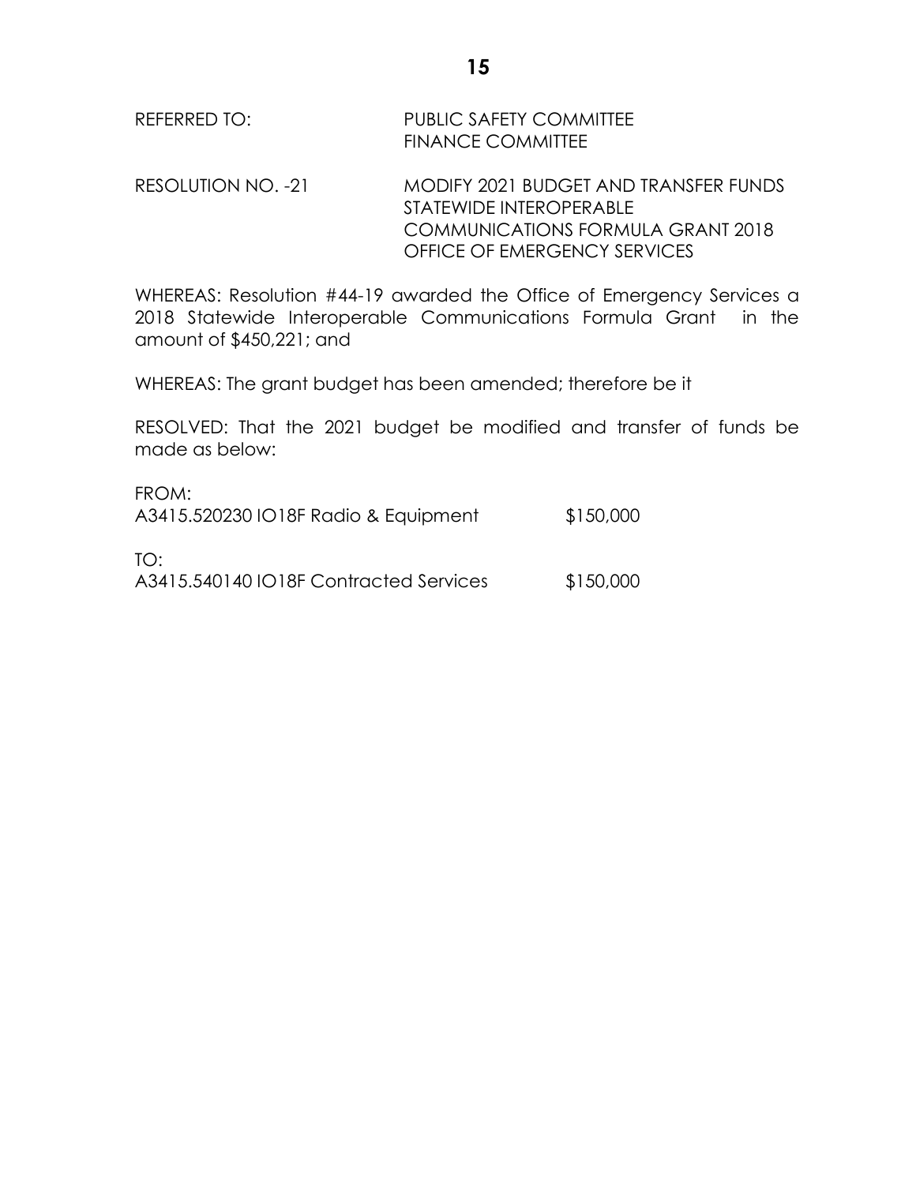REFERRED TO: PUBLIC SAFETY COMMITTEE
FINANCE COMMITTEE

RESOLUTION NO. -21 MODIFY 2021 BUDGET AND TRANSFER FUNDS STATEWIDE INTEROPERABLE COMMUNICATIONS FORMULA GRANT 2018 OFFICE OF EMERGENCY SERVICES

WHEREAS: Resolution #44-19 awarded the Office of Emergency Services a 2018 Statewide Interoperable Communications Formula Grant in the amount of $450,221; and

WHEREAS: The grant budget has been amended; therefore be it

RESOLVED: That the 2021 budget be modified and transfer of funds be made as below:

FROM:
A3415.520230 IO18F Radio & Equipment $150,000

TO:
A3415.540140 IO18F Contracted Services $150,000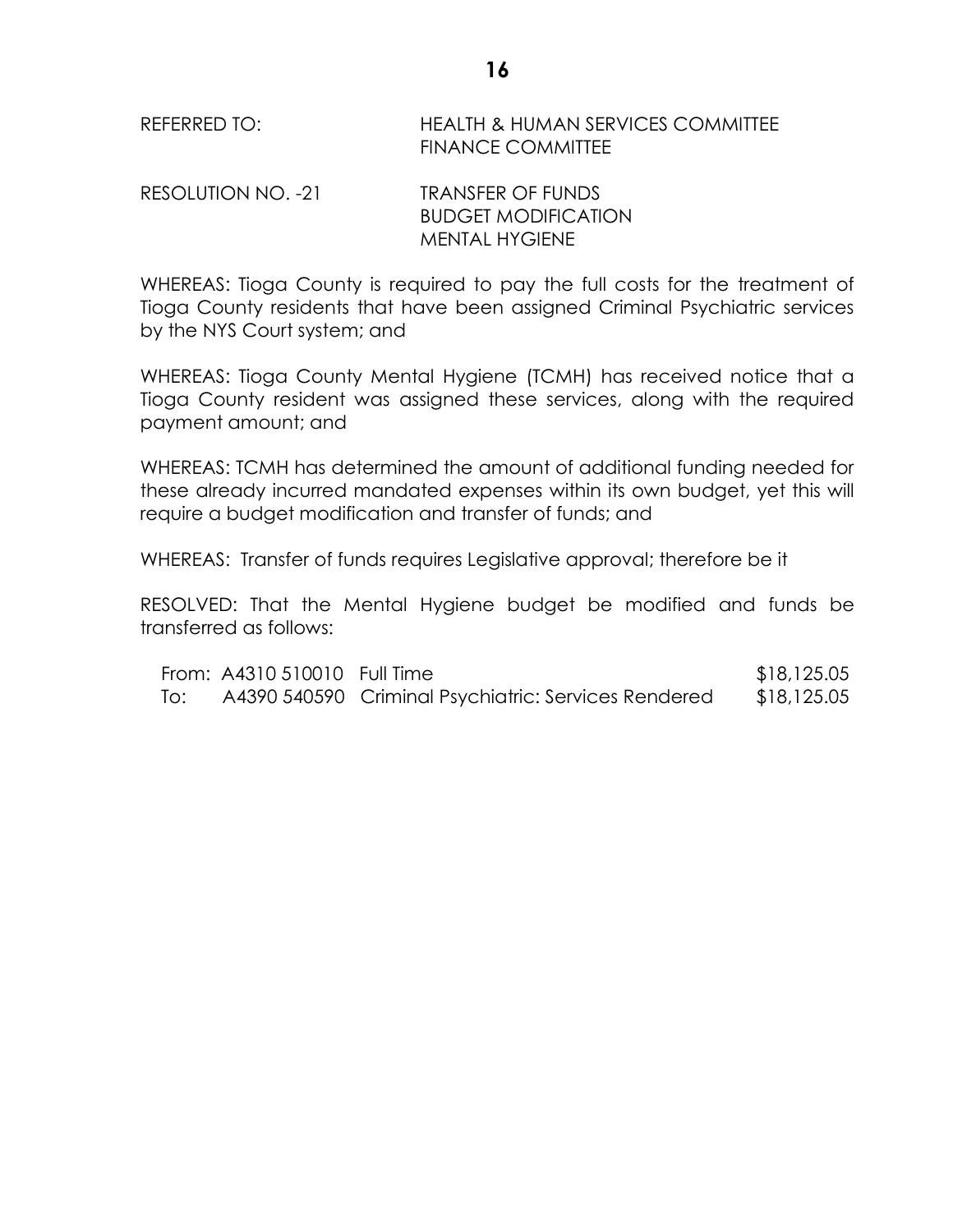REFERRED TO: HEALTH & HUMAN SERVICES COMMITTEE
FINANCE COMMITTEE

RESOLUTION NO. -21 TRANSFER OF FUNDS
BUDGET MODIFICATION
MENTAL HYGIENE

WHEREAS: Tioga County is required to pay the full costs for the treatment of Tioga County residents that have been assigned Criminal Psychiatric services by the NYS Court system; and

WHEREAS: Tioga County Mental Hygiene (TCMH) has received notice that a Tioga County resident was assigned these services, along with the required payment amount; and

WHEREAS: TCMH has determined the amount of additional funding needed for these already incurred mandated expenses within its own budget, yet this will require a budget modification and transfer of funds; and

WHEREAS: Transfer of funds requires Legislative approval; therefore be it

RESOLVED: That the Mental Hygiene budget be modified and funds be transferred as follows:

| | | | |
|---|---|---|---|
| From: | A4310 510010 | Full Time | $18,125.05 |
| To: | A4390 540590 | Criminal Psychiatric: Services Rendered | $18,125.05 |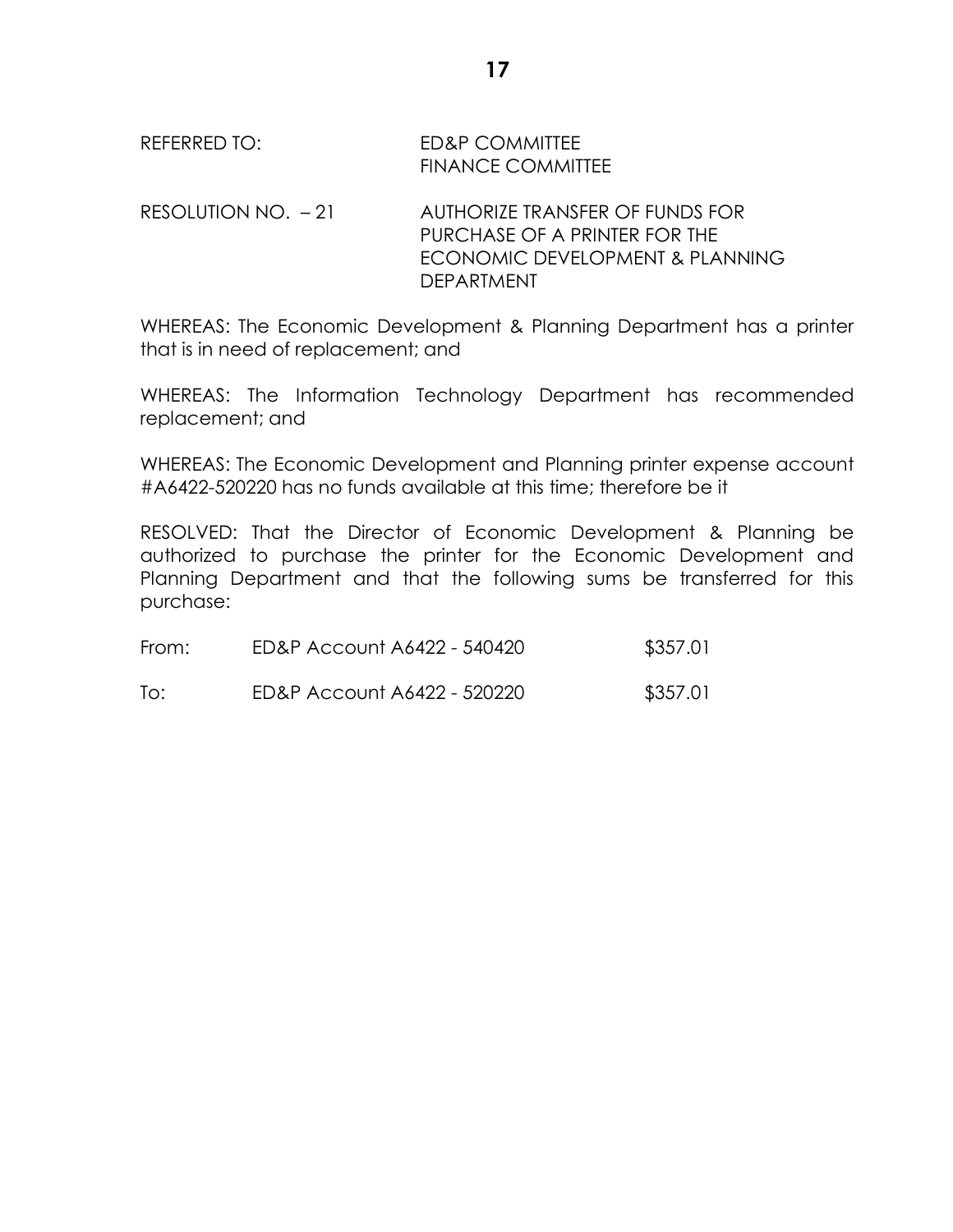REFERRED TO: ED&P COMMITTEE
FINANCE COMMITTEE

RESOLUTION NO. – 21 AUTHORIZE TRANSFER OF FUNDS FOR PURCHASE OF A PRINTER FOR THE ECONOMIC DEVELOPMENT & PLANNING DEPARTMENT

WHEREAS: The Economic Development & Planning Department has a printer that is in need of replacement; and

WHEREAS: The Information Technology Department has recommended replacement; and

WHEREAS: The Economic Development and Planning printer expense account #A6422-520220 has no funds available at this time; therefore be it

RESOLVED: That the Director of Economic Development & Planning be authorized to purchase the printer for the Economic Development and Planning Department and that the following sums be transferred for this purchase:

| | | |
|---|---|---|
| From: | ED&P Account A6422 - 540420 | $357.01 |
| To: | ED&P Account A6422 - 520220 | $357.01 |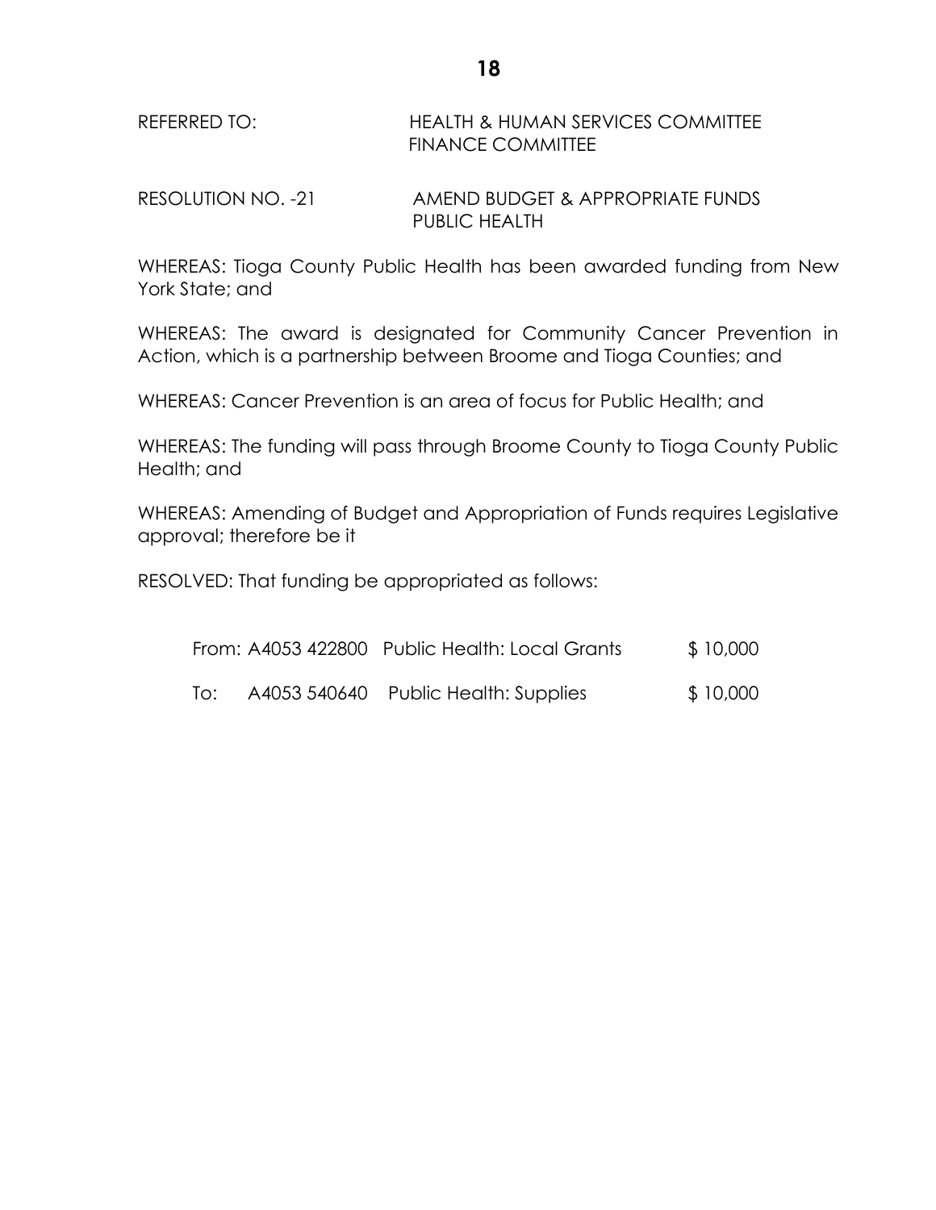REFERRED TO: HEALTH & HUMAN SERVICES COMMITTEE
FINANCE COMMITTEE

RESOLUTION NO. -21 AMEND BUDGET & APPROPRIATE FUNDS
PUBLIC HEALTH

WHEREAS: Tioga County Public Health has been awarded funding from New York State; and

WHEREAS: The award is designated for Community Cancer Prevention in Action, which is a partnership between Broome and Tioga Counties; and

WHEREAS: Cancer Prevention is an area of focus for Public Health; and

WHEREAS: The funding will pass through Broome County to Tioga County Public Health; and

WHEREAS: Amending of Budget and Appropriation of Funds requires Legislative approval; therefore be it

RESOLVED: That funding be appropriated as follows:

| | | | |
|---|---|---|---|
| From: | A4053 422800 | Public Health: Local Grants | $ 10,000 |
| To: | A4053 540640 | Public Health: Supplies | $ 10,000 |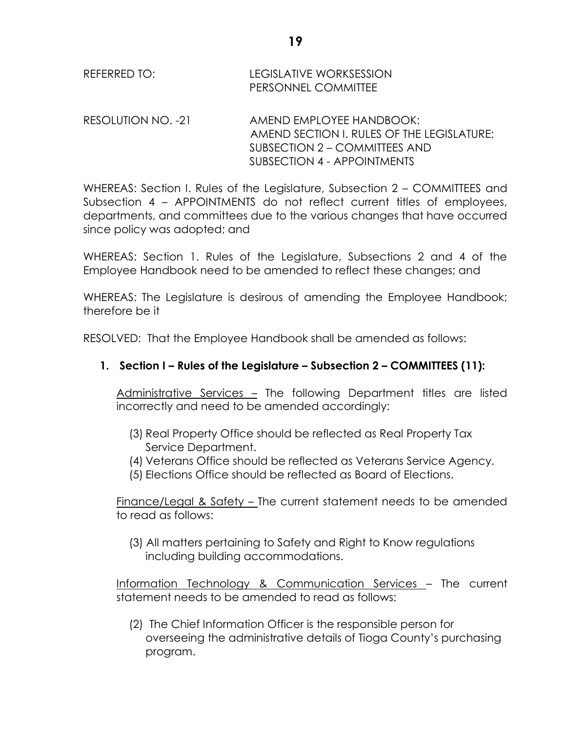REFERRED TO: LEGISLATIVE WORKSESSION
PERSONNEL COMMITTEE

RESOLUTION NO. -21 AMEND EMPLOYEE HANDBOOK:
AMEND SECTION I. RULES OF THE LEGISLATURE;
SUBSECTION 2 – COMMITTEES AND
SUBSECTION 4 - APPOINTMENTS

WHEREAS: Section I. Rules of the Legislature, Subsection 2 – COMMITTEES and Subsection 4 – APPOINTMENTS do not reflect current titles of employees, departments, and committees due to the various changes that have occurred since policy was adopted; and

WHEREAS: Section 1. Rules of the Legislature, Subsections 2 and 4 of the Employee Handbook need to be amended to reflect these changes; and

WHEREAS: The Legislature is desirous of amending the Employee Handbook; therefore be it

RESOLVED: That the Employee Handbook shall be amended as follows:

1. **Section I – Rules of the Legislature – Subsection 2 – COMMITTEES (11):**

   Administrative Services – The following Department titles are listed incorrectly and need to be amended accordingly:

   (3) Real Property Office should be reflected as Real Property Tax Service Department.
   (4) Veterans Office should be reflected as Veterans Service Agency.
   (5) Elections Office should be reflected as Board of Elections.

   Finance/Legal & Safety – The current statement needs to be amended to read as follows:

   (3) All matters pertaining to Safety and Right to Know regulations including building accommodations.

   Information Technology & Communication Services – The current statement needs to be amended to read as follows:

   (2) The Chief Information Officer is the responsible person for overseeing the administrative details of Tioga County's purchasing program.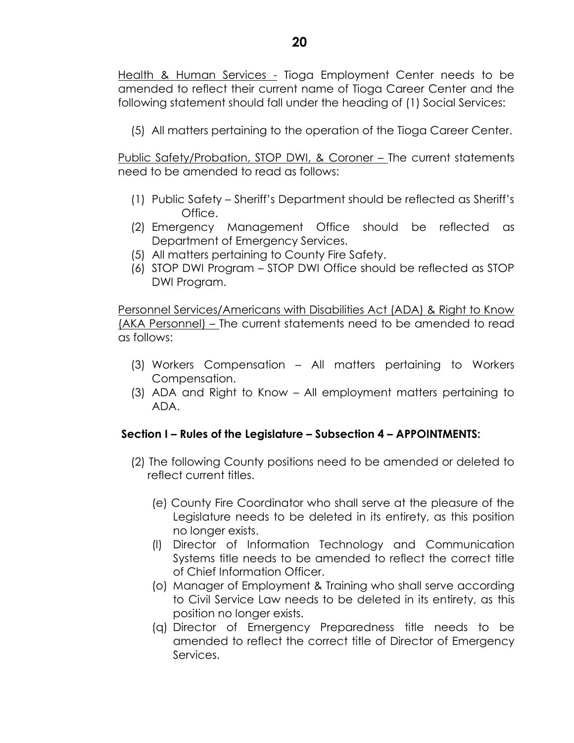<u>Health & Human Services -</u> Tioga Employment Center needs to be amended to reflect their current name of Tioga Career Center and the following statement should fall under the heading of (1) Social Services:

(5) All matters pertaining to the operation of the Tioga Career Center.

<u>Public Safety/Probation, STOP DWI, & Coroner –</u> The current statements need to be amended to read as follows:

(1) Public Safety – Sheriff's Department should be reflected as Sheriff's Office.
(2) Emergency Management Office should be reflected as Department of Emergency Services.
(5) All matters pertaining to County Fire Safety.
(6) STOP DWI Program – STOP DWI Office should be reflected as STOP DWI Program.

<u>Personnel Services/Americans with Disabilities Act (ADA) & Right to Know (AKA Personnel) –</u> The current statements need to be amended to read as follows:

(3) Workers Compensation – All matters pertaining to Workers Compensation.
(3) ADA and Right to Know – All employment matters pertaining to ADA.

**Section I – Rules of the Legislature – Subsection 4 – APPOINTMENTS:**

(2) The following County positions need to be amended or deleted to reflect current titles.

(e) County Fire Coordinator who shall serve at the pleasure of the Legislature needs to be deleted in its entirety, as this position no longer exists.
(l) Director of Information Technology and Communication Systems title needs to be amended to reflect the correct title of Chief Information Officer.
(o) Manager of Employment & Training who shall serve according to Civil Service Law needs to be deleted in its entirety, as this position no longer exists.
(q) Director of Emergency Preparedness title needs to be amended to reflect the correct title of Director of Emergency Services.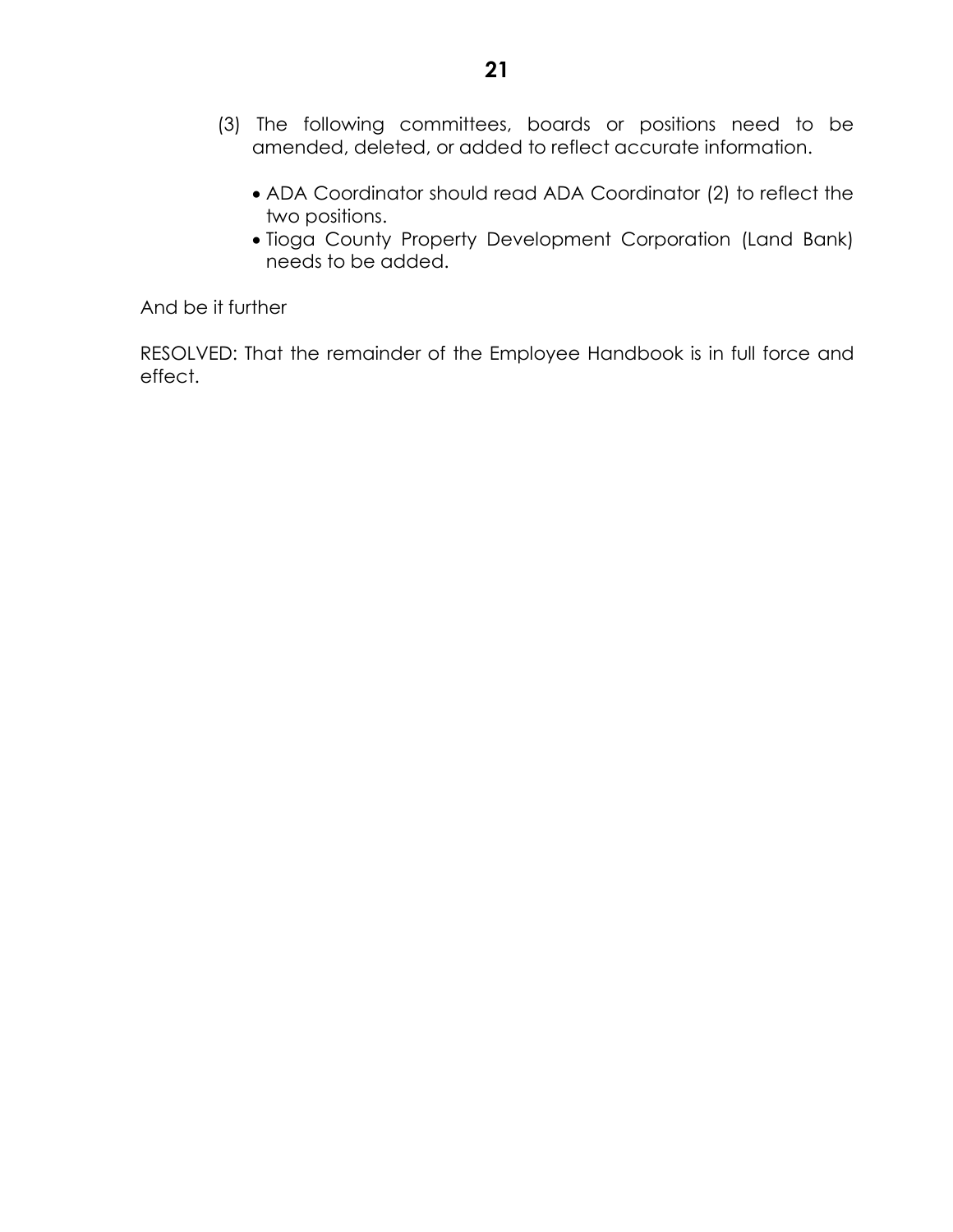(3) The following committees, boards or positions need to be amended, deleted, or added to reflect accurate information.

- ADA Coordinator should read ADA Coordinator (2) to reflect the two positions.
- Tioga County Property Development Corporation (Land Bank) needs to be added.

And be it further

RESOLVED: That the remainder of the Employee Handbook is in full force and effect.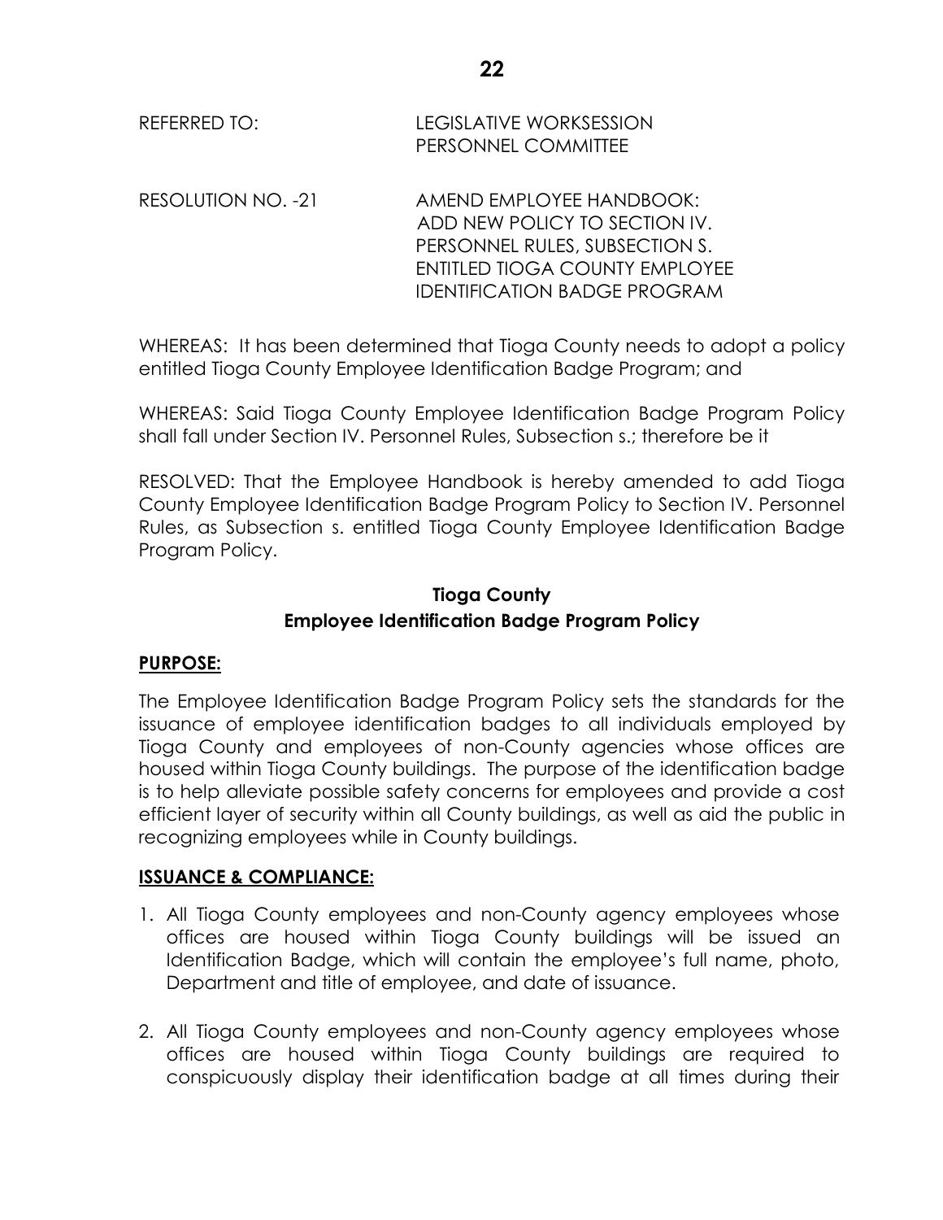REFERRED TO: LEGISLATIVE WORKSESSION
PERSONNEL COMMITTEE

RESOLUTION NO. -21 AMEND EMPLOYEE HANDBOOK: ADD NEW POLICY TO SECTION IV. PERSONNEL RULES, SUBSECTION S. ENTITLED TIOGA COUNTY EMPLOYEE IDENTIFICATION BADGE PROGRAM

WHEREAS: It has been determined that Tioga County needs to adopt a policy entitled Tioga County Employee Identification Badge Program; and

WHEREAS: Said Tioga County Employee Identification Badge Program Policy shall fall under Section IV. Personnel Rules, Subsection s.; therefore be it

RESOLVED: That the Employee Handbook is hereby amended to add Tioga County Employee Identification Badge Program Policy to Section IV. Personnel Rules, as Subsection s. entitled Tioga County Employee Identification Badge Program Policy.

## Tioga County
## Employee Identification Badge Program Policy

**PURPOSE:**

The Employee Identification Badge Program Policy sets the standards for the issuance of employee identification badges to all individuals employed by Tioga County and employees of non-County agencies whose offices are housed within Tioga County buildings. The purpose of the identification badge is to help alleviate possible safety concerns for employees and provide a cost efficient layer of security within all County buildings, as well as aid the public in recognizing employees while in County buildings.

**ISSUANCE & COMPLIANCE:**

1. All Tioga County employees and non-County agency employees whose offices are housed within Tioga County buildings will be issued an Identification Badge, which will contain the employee's full name, photo, Department and title of employee, and date of issuance.

2. All Tioga County employees and non-County agency employees whose offices are housed within Tioga County buildings are required to conspicuously display their identification badge at all times during their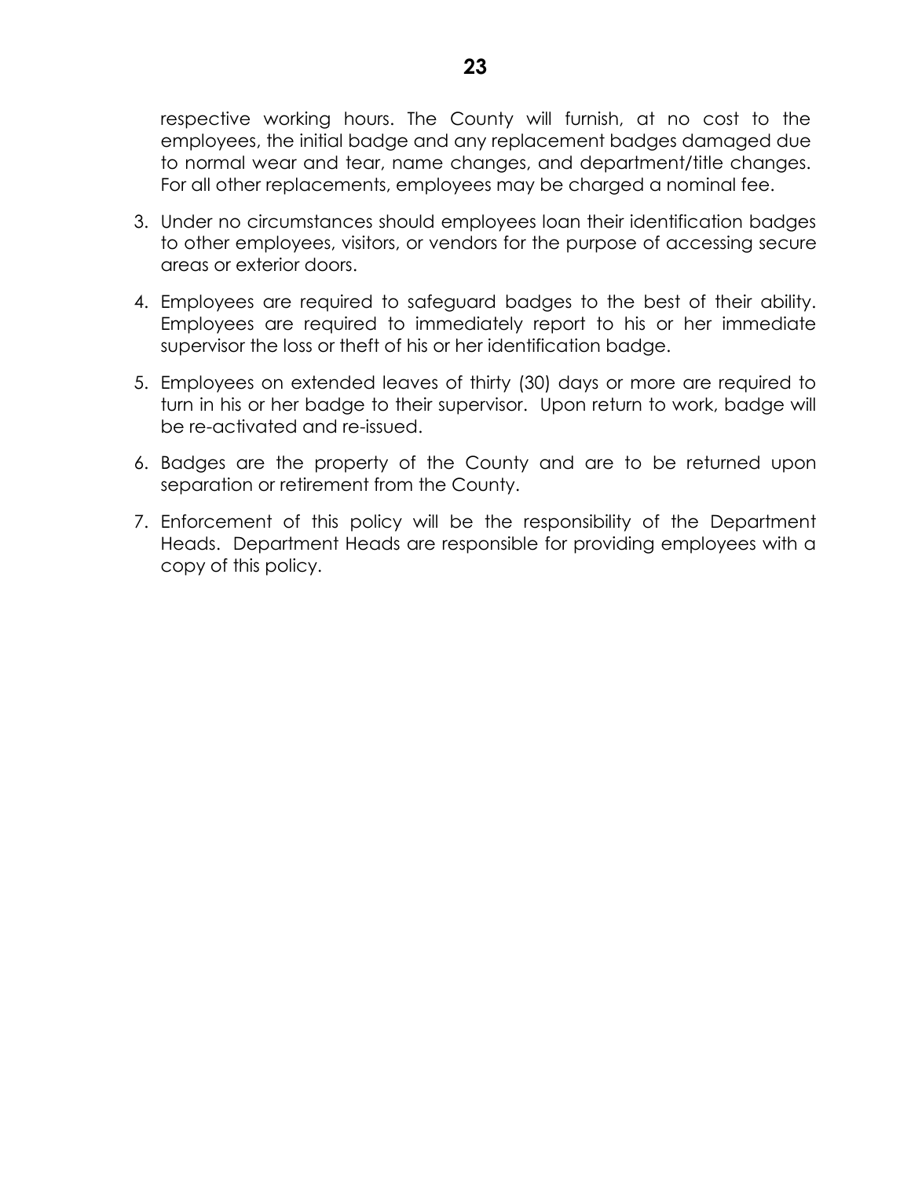respective working hours. The County will furnish, at no cost to the employees, the initial badge and any replacement badges damaged due to normal wear and tear, name changes, and department/title changes. For all other replacements, employees may be charged a nominal fee.

3. Under no circumstances should employees loan their identification badges to other employees, visitors, or vendors for the purpose of accessing secure areas or exterior doors.

4. Employees are required to safeguard badges to the best of their ability. Employees are required to immediately report to his or her immediate supervisor the loss or theft of his or her identification badge.

5. Employees on extended leaves of thirty (30) days or more are required to turn in his or her badge to their supervisor. Upon return to work, badge will be re-activated and re-issued.

6. Badges are the property of the County and are to be returned upon separation or retirement from the County.

7. Enforcement of this policy will be the responsibility of the Department Heads. Department Heads are responsible for providing employees with a copy of this policy.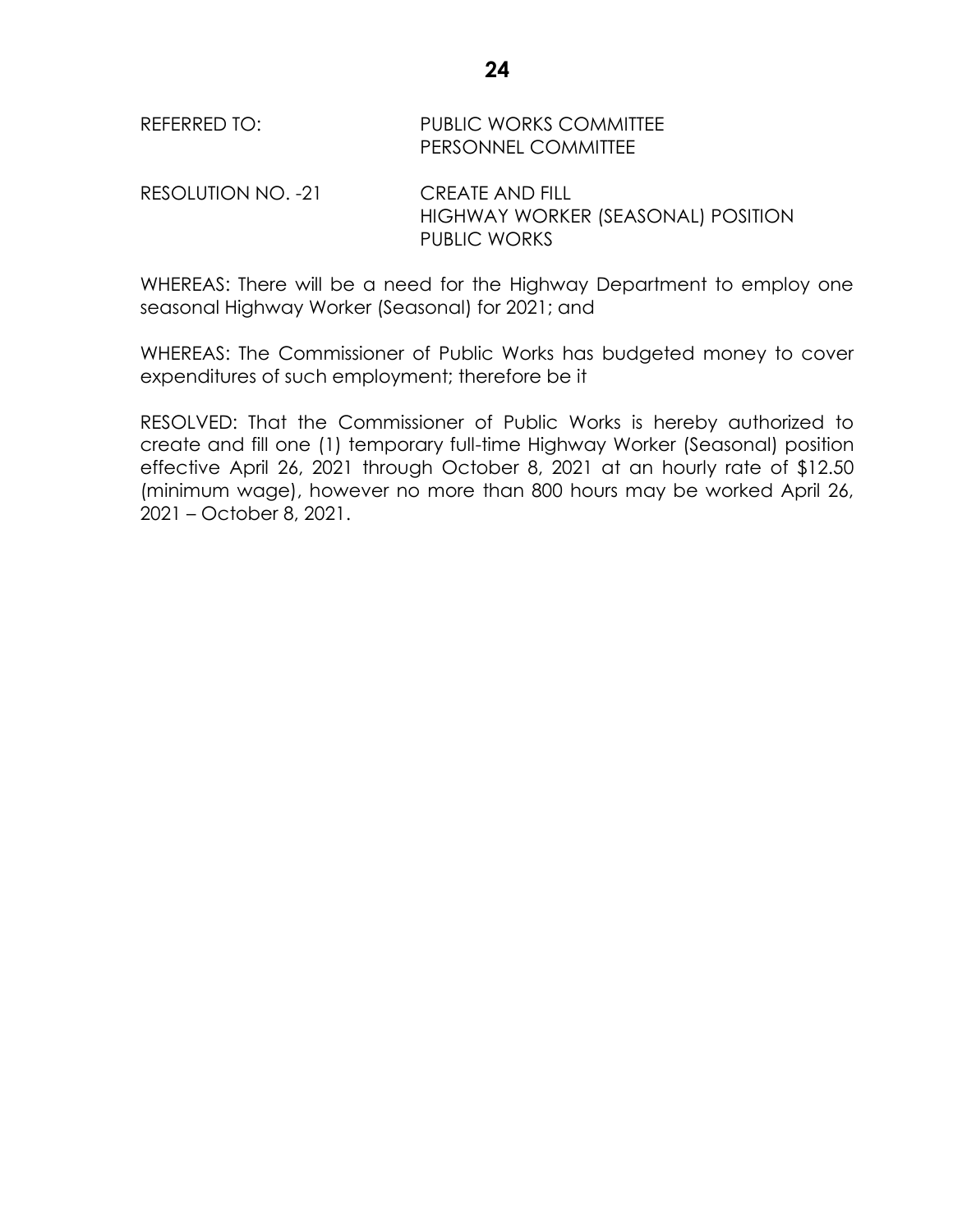REFERRED TO: PUBLIC WORKS COMMITTEE
PERSONNEL COMMITTEE

RESOLUTION NO. -21 CREATE AND FILL
HIGHWAY WORKER (SEASONAL) POSITION
PUBLIC WORKS

WHEREAS: There will be a need for the Highway Department to employ one seasonal Highway Worker (Seasonal) for 2021; and

WHEREAS: The Commissioner of Public Works has budgeted money to cover expenditures of such employment; therefore be it

RESOLVED: That the Commissioner of Public Works is hereby authorized to create and fill one (1) temporary full-time Highway Worker (Seasonal) position effective April 26, 2021 through October 8, 2021 at an hourly rate of $12.50 (minimum wage), however no more than 800 hours may be worked April 26, 2021 – October 8, 2021.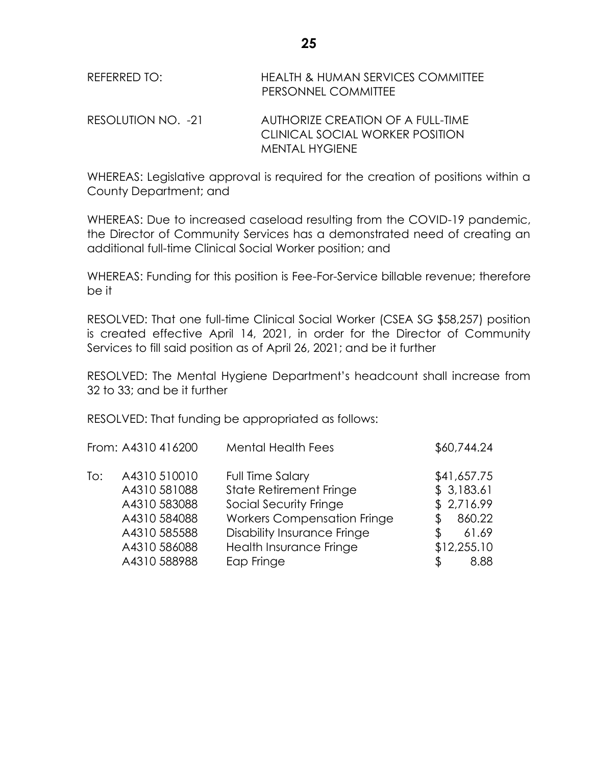REFERRED TO: HEALTH & HUMAN SERVICES COMMITTEE
PERSONNEL COMMITTEE

RESOLUTION NO. -21 AUTHORIZE CREATION OF A FULL-TIME CLINICAL SOCIAL WORKER POSITION MENTAL HYGIENE

WHEREAS: Legislative approval is required for the creation of positions within a County Department; and

WHEREAS: Due to increased caseload resulting from the COVID-19 pandemic, the Director of Community Services has a demonstrated need of creating an additional full-time Clinical Social Worker position; and

WHEREAS: Funding for this position is Fee-For-Service billable revenue; therefore be it

RESOLVED: That one full-time Clinical Social Worker (CSEA SG $58,257) position is created effective April 14, 2021, in order for the Director of Community Services to fill said position as of April 26, 2021; and be it further

RESOLVED: The Mental Hygiene Department's headcount shall increase from 32 to 33; and be it further

RESOLVED: That funding be appropriated as follows:

| | | | |
|---|---|---|---|
| From: | A4310 416200 | Mental Health Fees | $60,744.24 |
| To: | A4310 510010 | Full Time Salary | $41,657.75 |
| | A4310 581088 | State Retirement Fringe | $ 3,183.61 |
| | A4310 583088 | Social Security Fringe | $ 2,716.99 |
| | A4310 584088 | Workers Compensation Fringe | $ 860.22 |
| | A4310 585588 | Disability Insurance Fringe | $ 61.69 |
| | A4310 586088 | Health Insurance Fringe | $12,255.10 |
| | A4310 588988 | Eap Fringe | $ 8.88 |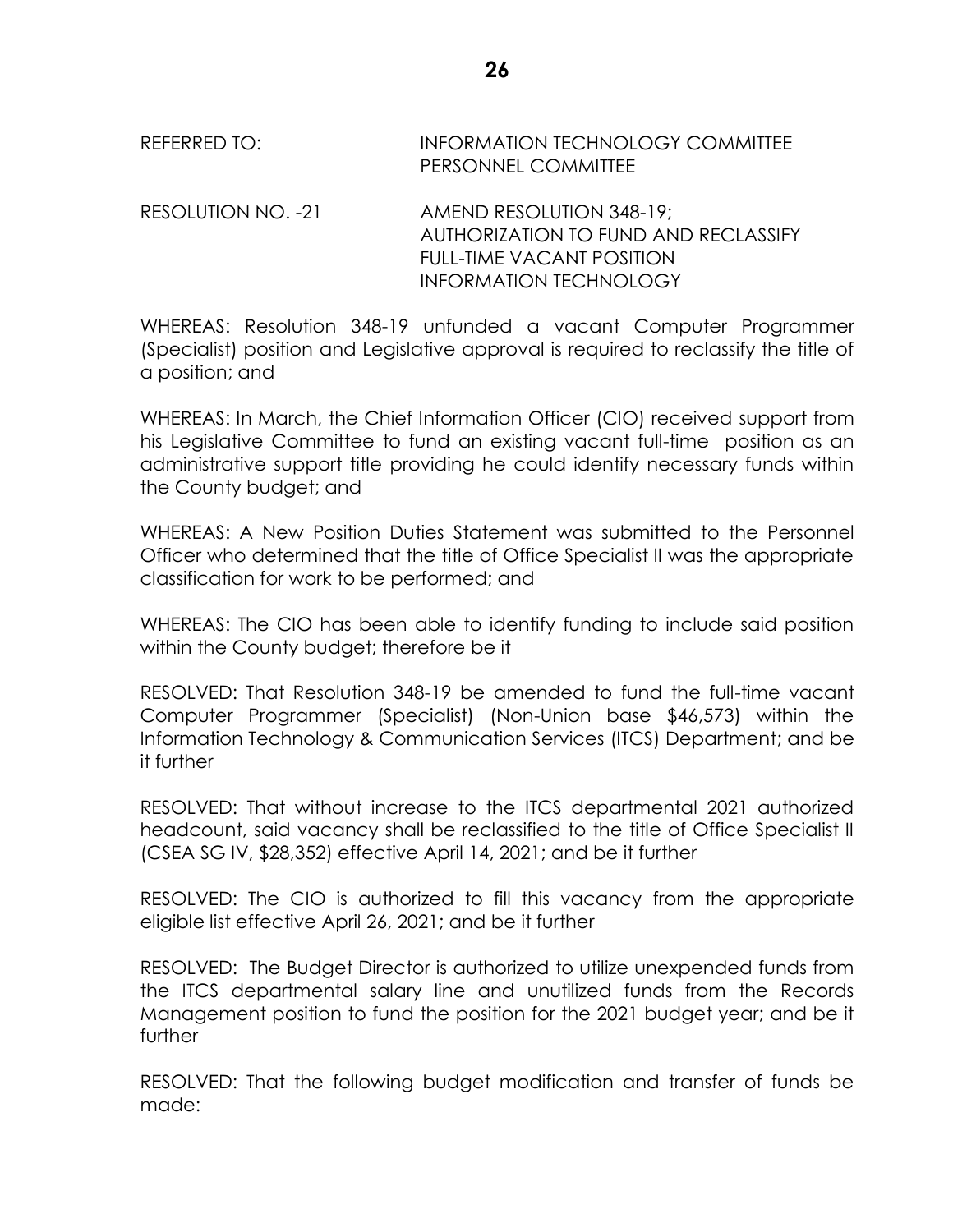REFERRED TO: INFORMATION TECHNOLOGY COMMITTEE
PERSONNEL COMMITTEE

RESOLUTION NO. -21 AMEND RESOLUTION 348-19;
AUTHORIZATION TO FUND AND RECLASSIFY
FULL-TIME VACANT POSITION
INFORMATION TECHNOLOGY

WHEREAS: Resolution 348-19 unfunded a vacant Computer Programmer (Specialist) position and Legislative approval is required to reclassify the title of a position; and

WHEREAS: In March, the Chief Information Officer (CIO) received support from his Legislative Committee to fund an existing vacant full-time position as an administrative support title providing he could identify necessary funds within the County budget; and

WHEREAS: A New Position Duties Statement was submitted to the Personnel Officer who determined that the title of Office Specialist II was the appropriate classification for work to be performed; and

WHEREAS: The CIO has been able to identify funding to include said position within the County budget; therefore be it

RESOLVED: That Resolution 348-19 be amended to fund the full-time vacant Computer Programmer (Specialist) (Non-Union base $46,573) within the Information Technology & Communication Services (ITCS) Department; and be it further

RESOLVED: That without increase to the ITCS departmental 2021 authorized headcount, said vacancy shall be reclassified to the title of Office Specialist II (CSEA SG IV, $28,352) effective April 14, 2021; and be it further

RESOLVED: The CIO is authorized to fill this vacancy from the appropriate eligible list effective April 26, 2021; and be it further

RESOLVED: The Budget Director is authorized to utilize unexpended funds from the ITCS departmental salary line and unutilized funds from the Records Management position to fund the position for the 2021 budget year; and be it further

RESOLVED: That the following budget modification and transfer of funds be made: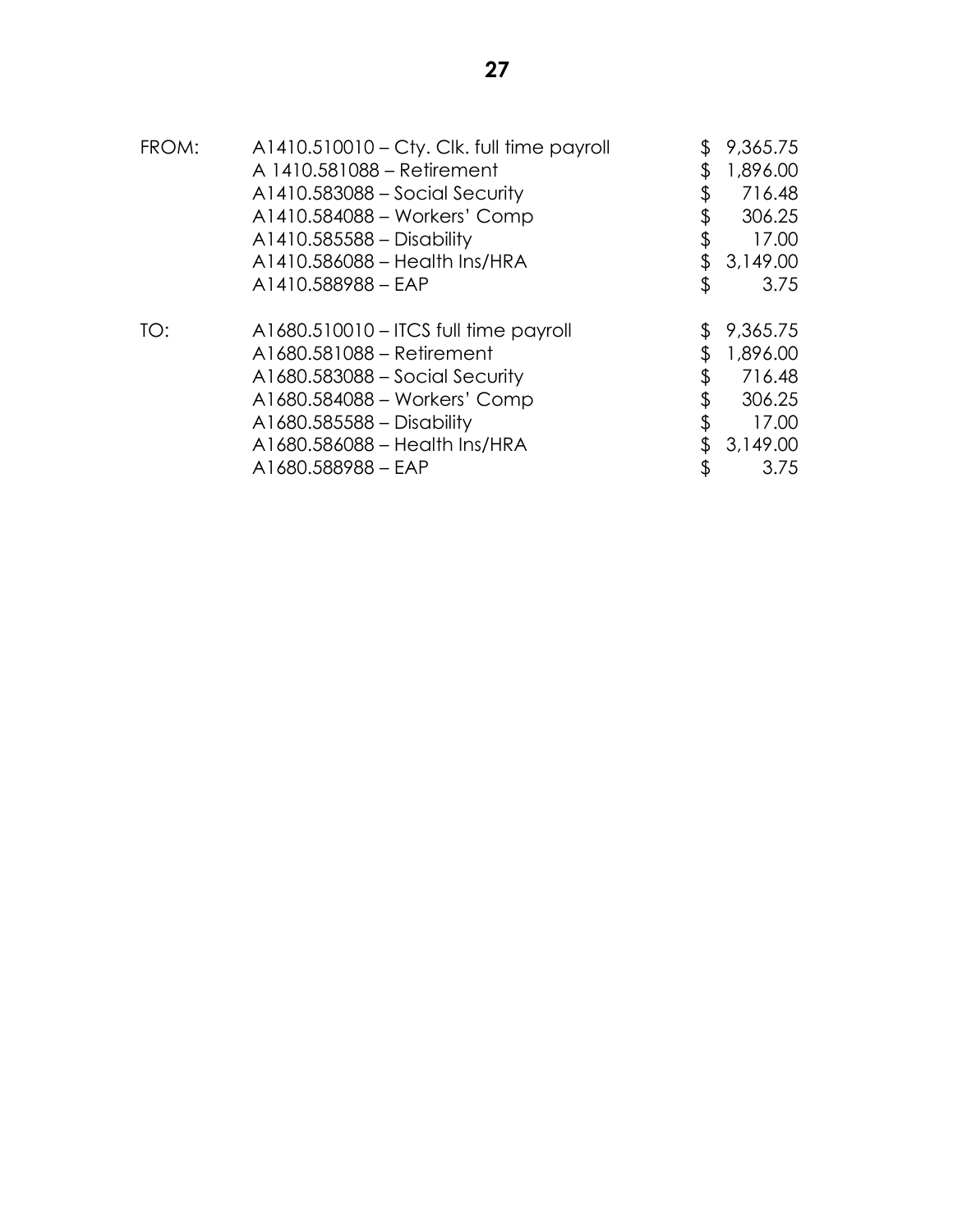| | | |
|---|---|---|
| FROM: | A1410.510010 – Cty. Clk. full time payroll | $ 9,365.75 |
| | A 1410.581088 – Retirement | $ 1,896.00 |
| | A1410.583088 – Social Security | $ 716.48 |
| | A1410.584088 – Workers' Comp | $ 306.25 |
| | A1410.585588 – Disability | $ 17.00 |
| | A1410.586088 – Health Ins/HRA | $ 3,149.00 |
| | A1410.588988 – EAP | $ 3.75 |
| TO: | A1680.510010 – ITCS full time payroll | $ 9,365.75 |
| | A1680.581088 – Retirement | $ 1,896.00 |
| | A1680.583088 – Social Security | $ 716.48 |
| | A1680.584088 – Workers' Comp | $ 306.25 |
| | A1680.585588 – Disability | $ 17.00 |
| | A1680.586088 – Health Ins/HRA | $ 3,149.00 |
| | A1680.588988 – EAP | $ 3.75 |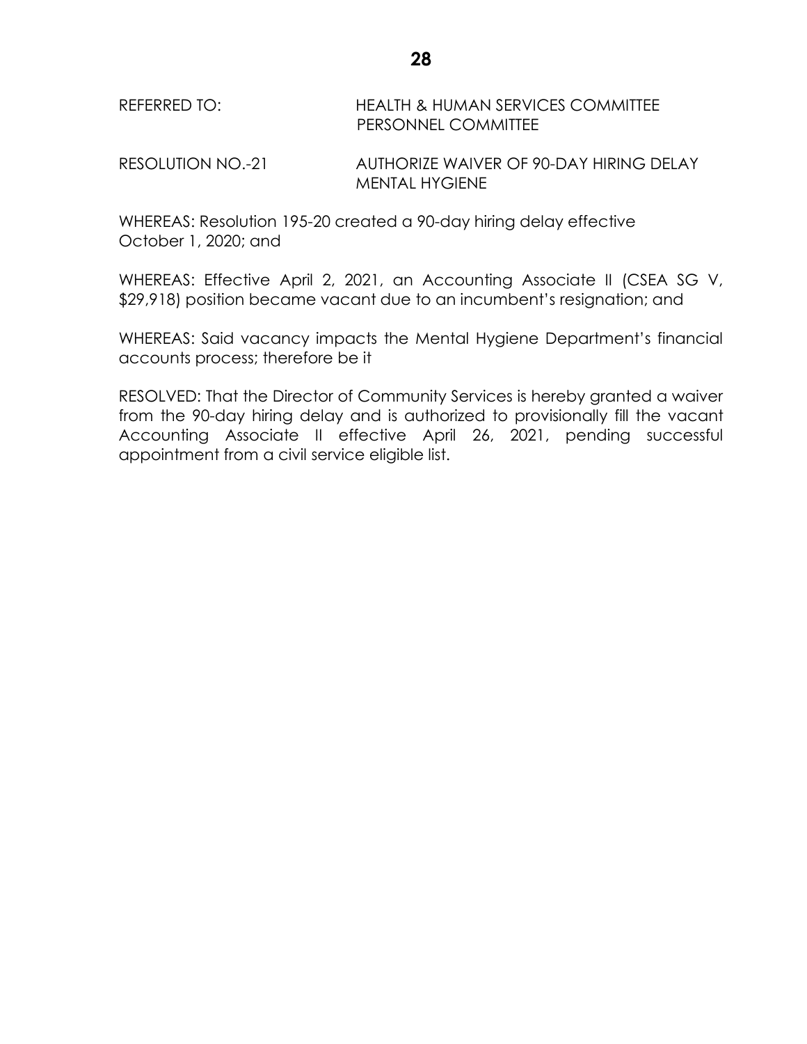REFERRED TO: HEALTH & HUMAN SERVICES COMMITTEE
PERSONNEL COMMITTEE

RESOLUTION NO.-21 AUTHORIZE WAIVER OF 90-DAY HIRING DELAY
MENTAL HYGIENE

WHEREAS: Resolution 195-20 created a 90-day hiring delay effective October 1, 2020; and

WHEREAS: Effective April 2, 2021, an Accounting Associate II (CSEA SG V, $29,918) position became vacant due to an incumbent's resignation; and

WHEREAS: Said vacancy impacts the Mental Hygiene Department's financial accounts process; therefore be it

RESOLVED: That the Director of Community Services is hereby granted a waiver from the 90-day hiring delay and is authorized to provisionally fill the vacant Accounting Associate II effective April 26, 2021, pending successful appointment from a civil service eligible list.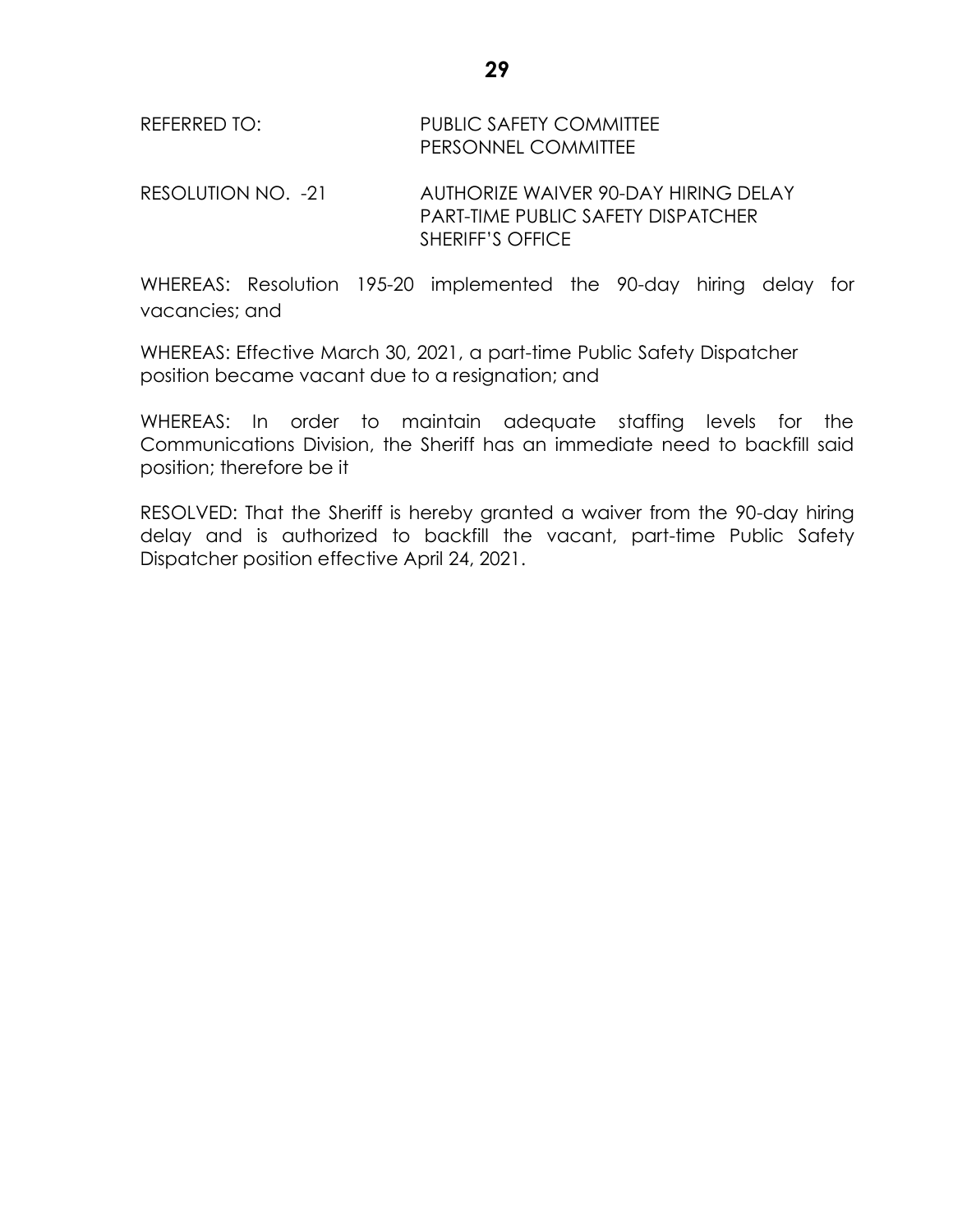REFERRED TO: PUBLIC SAFETY COMMITTEE
PERSONNEL COMMITTEE

RESOLUTION NO. -21 AUTHORIZE WAIVER 90-DAY HIRING DELAY
PART-TIME PUBLIC SAFETY DISPATCHER
SHERIFF'S OFFICE

WHEREAS: Resolution 195-20 implemented the 90-day hiring delay for vacancies; and

WHEREAS: Effective March 30, 2021, a part-time Public Safety Dispatcher position became vacant due to a resignation; and

WHEREAS: In order to maintain adequate staffing levels for the Communications Division, the Sheriff has an immediate need to backfill said position; therefore be it

RESOLVED: That the Sheriff is hereby granted a waiver from the 90-day hiring delay and is authorized to backfill the vacant, part-time Public Safety Dispatcher position effective April 24, 2021.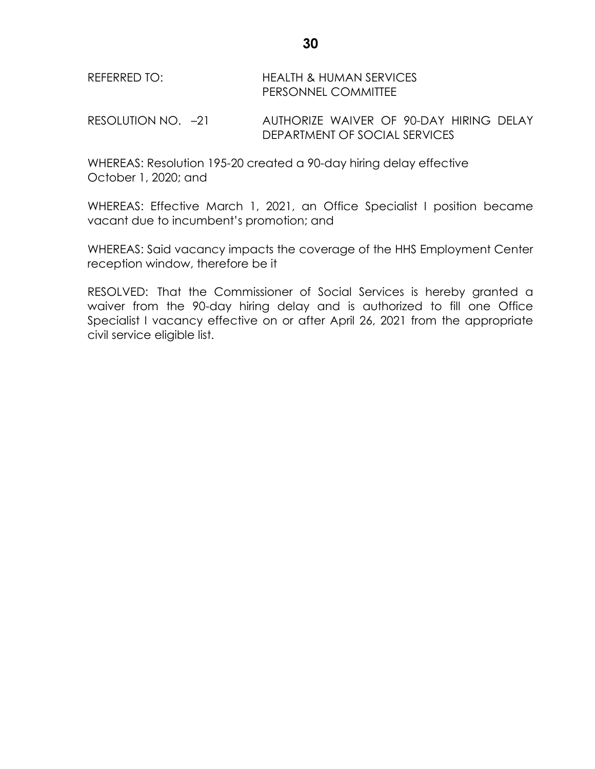REFERRED TO: HEALTH & HUMAN SERVICES
PERSONNEL COMMITTEE

RESOLUTION NO. –21 AUTHORIZE WAIVER OF 90-DAY HIRING DELAY DEPARTMENT OF SOCIAL SERVICES

WHEREAS: Resolution 195-20 created a 90-day hiring delay effective October 1, 2020; and

WHEREAS: Effective March 1, 2021, an Office Specialist I position became vacant due to incumbent's promotion; and

WHEREAS: Said vacancy impacts the coverage of the HHS Employment Center reception window, therefore be it

RESOLVED: That the Commissioner of Social Services is hereby granted a waiver from the 90-day hiring delay and is authorized to fill one Office Specialist I vacancy effective on or after April 26, 2021 from the appropriate civil service eligible list.